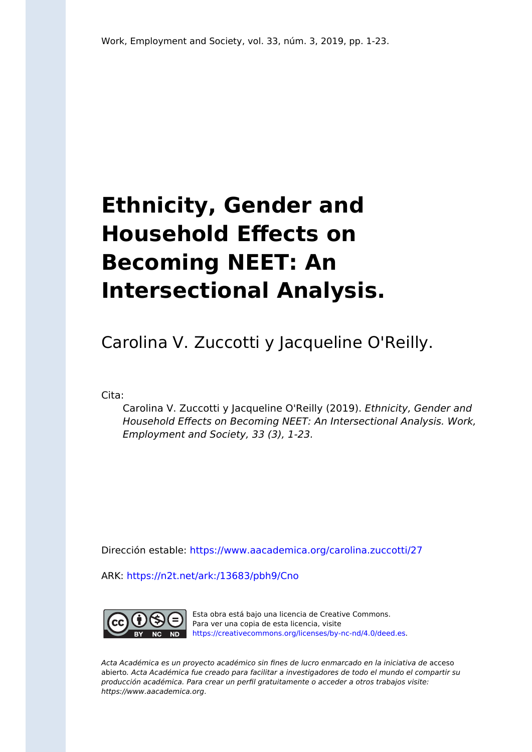Work, Employment and Society, vol. 33, núm. 3, 2019, pp. 1-23.

# Ethnicity, Gender and Household Effects on Becoming NEET: An Intersectional Analysis.

Carolina V. Zuccotti y Jacqueline O'Reilly.

Cita:

> Carolina V. Zuccotti y Jacqueline O'Reilly (2019). *Ethnicity, Gender and Household Effects on Becoming NEET: An Intersectional Analysis. Work, Employment and Society, 33 (3), 1-23.*

Dirección estable: https://www.aacademica.org/carolina.zuccotti/27

ARK: https://n2t.net/ark:/13683/pbh9/Cno

Esta obra está bajo una licencia de Creative Commons.
Para ver una copia de esta licencia, visite https://creativecommons.org/licenses/by-nc-nd/4.0/deed.es.

*Acta Académica es un proyecto académico sin fines de lucro enmarcado en la iniciativa de* acceso abierto. *Acta Académica fue creado para facilitar a investigadores de todo el mundo el compartir su producción académica. Para crear un perfil gratuitamente o acceder a otros trabajos visite: https://www.aacademica.org.*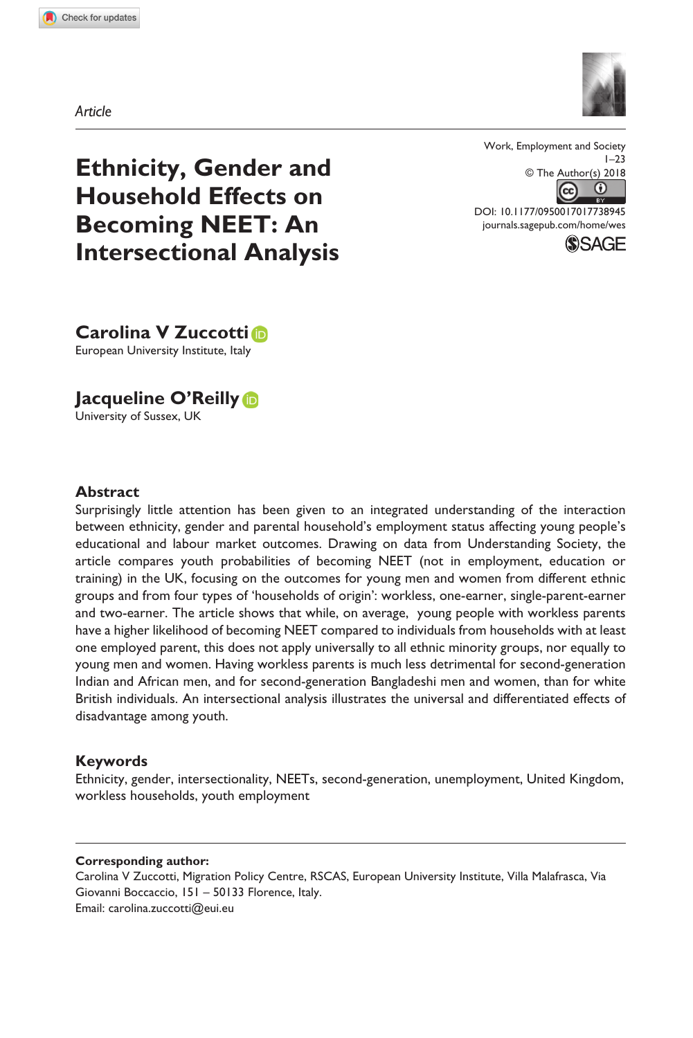Article

# Ethnicity, Gender and Household Effects on Becoming NEET: An Intersectional Analysis

Work, Employment and Society
1–23
© The Author(s) 2018
DOI: 10.1177/0950017017738945
journals.sagepub.com/home/wes

**Carolina V Zuccotti**
European University Institute, Italy

**Jacqueline O'Reilly**
University of Sussex, UK

## Abstract

Surprisingly little attention has been given to an integrated understanding of the interaction between ethnicity, gender and parental household's employment status affecting young people's educational and labour market outcomes. Drawing on data from Understanding Society, the article compares youth probabilities of becoming NEET (not in employment, education or training) in the UK, focusing on the outcomes for young men and women from different ethnic groups and from four types of 'households of origin': workless, one-earner, single-parent-earner and two-earner. The article shows that while, on average, young people with workless parents have a higher likelihood of becoming NEET compared to individuals from households with at least one employed parent, this does not apply universally to all ethnic minority groups, nor equally to young men and women. Having workless parents is much less detrimental for second-generation Indian and African men, and for second-generation Bangladeshi men and women, than for white British individuals. An intersectional analysis illustrates the universal and differentiated effects of disadvantage among youth.

## Keywords

Ethnicity, gender, intersectionality, NEETs, second-generation, unemployment, United Kingdom, workless households, youth employment

**Corresponding author:**
Carolina V Zuccotti, Migration Policy Centre, RSCAS, European University Institute, Villa Malafrasca, Via Giovanni Boccaccio, 151 – 50133 Florence, Italy.
Email: carolina.zuccotti@eui.eu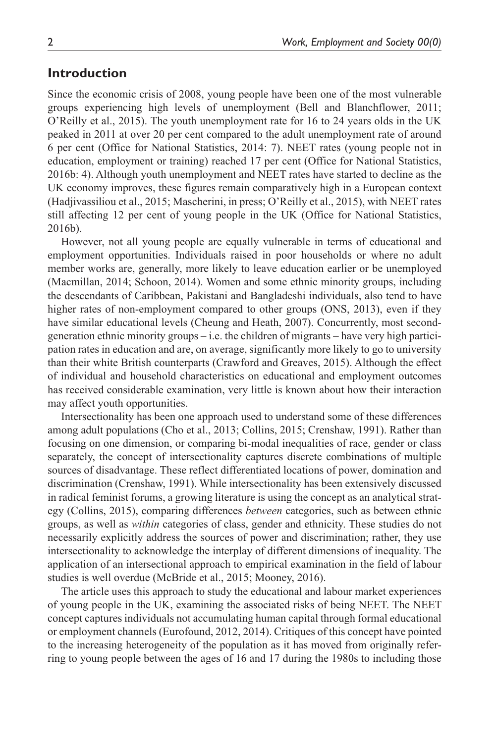## Introduction

Since the economic crisis of 2008, young people have been one of the most vulnerable groups experiencing high levels of unemployment (Bell and Blanchflower, 2011; O'Reilly et al., 2015). The youth unemployment rate for 16 to 24 years olds in the UK peaked in 2011 at over 20 per cent compared to the adult unemployment rate of around 6 per cent (Office for National Statistics, 2014: 7). NEET rates (young people not in education, employment or training) reached 17 per cent (Office for National Statistics, 2016b: 4). Although youth unemployment and NEET rates have started to decline as the UK economy improves, these figures remain comparatively high in a European context (Hadjivassiliou et al., 2015; Mascherini, in press; O'Reilly et al., 2015), with NEET rates still affecting 12 per cent of young people in the UK (Office for National Statistics, 2016b).

However, not all young people are equally vulnerable in terms of educational and employment opportunities. Individuals raised in poor households or where no adult member works are, generally, more likely to leave education earlier or be unemployed (Macmillan, 2014; Schoon, 2014). Women and some ethnic minority groups, including the descendants of Caribbean, Pakistani and Bangladeshi individuals, also tend to have higher rates of non-employment compared to other groups (ONS, 2013), even if they have similar educational levels (Cheung and Heath, 2007). Concurrently, most second-generation ethnic minority groups – i.e. the children of migrants – have very high participation rates in education and are, on average, significantly more likely to go to university than their white British counterparts (Crawford and Greaves, 2015). Although the effect of individual and household characteristics on educational and employment outcomes has received considerable examination, very little is known about how their interaction may affect youth opportunities.

Intersectionality has been one approach used to understand some of these differences among adult populations (Cho et al., 2013; Collins, 2015; Crenshaw, 1991). Rather than focusing on one dimension, or comparing bi-modal inequalities of race, gender or class separately, the concept of intersectionality captures discrete combinations of multiple sources of disadvantage. These reflect differentiated locations of power, domination and discrimination (Crenshaw, 1991). While intersectionality has been extensively discussed in radical feminist forums, a growing literature is using the concept as an analytical strategy (Collins, 2015), comparing differences *between* categories, such as between ethnic groups, as well as *within* categories of class, gender and ethnicity. These studies do not necessarily explicitly address the sources of power and discrimination; rather, they use intersectionality to acknowledge the interplay of different dimensions of inequality. The application of an intersectional approach to empirical examination in the field of labour studies is well overdue (McBride et al., 2015; Mooney, 2016).

The article uses this approach to study the educational and labour market experiences of young people in the UK, examining the associated risks of being NEET. The NEET concept captures individuals not accumulating human capital through formal educational or employment channels (Eurofound, 2012, 2014). Critiques of this concept have pointed to the increasing heterogeneity of the population as it has moved from originally referring to young people between the ages of 16 and 17 during the 1980s to including those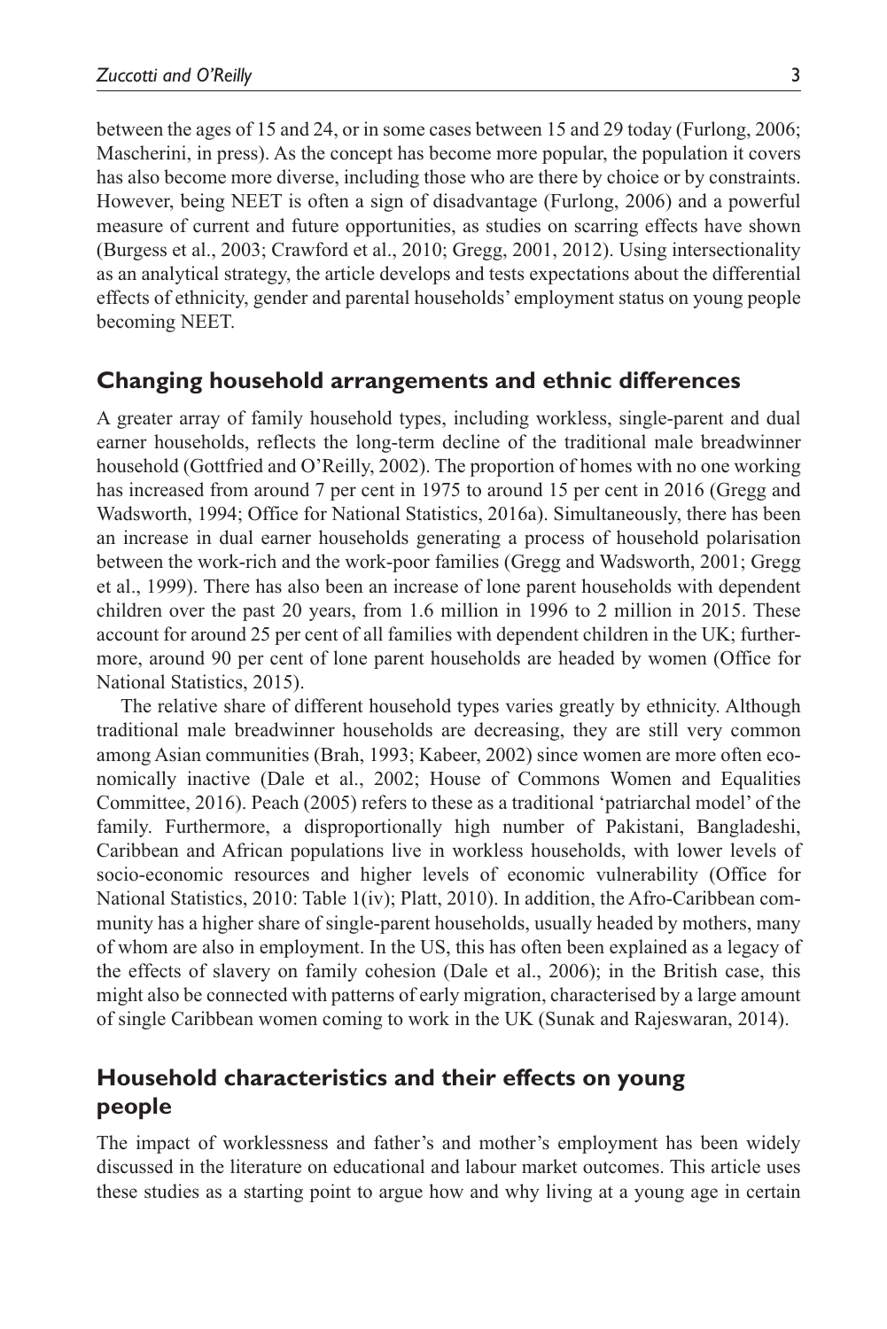between the ages of 15 and 24, or in some cases between 15 and 29 today (Furlong, 2006; Mascherini, in press). As the concept has become more popular, the population it covers has also become more diverse, including those who are there by choice or by constraints. However, being NEET is often a sign of disadvantage (Furlong, 2006) and a powerful measure of current and future opportunities, as studies on scarring effects have shown (Burgess et al., 2003; Crawford et al., 2010; Gregg, 2001, 2012). Using intersectionality as an analytical strategy, the article develops and tests expectations about the differential effects of ethnicity, gender and parental households' employment status on young people becoming NEET.

## Changing household arrangements and ethnic differences

A greater array of family household types, including workless, single-parent and dual earner households, reflects the long-term decline of the traditional male breadwinner household (Gottfried and O'Reilly, 2002). The proportion of homes with no one working has increased from around 7 per cent in 1975 to around 15 per cent in 2016 (Gregg and Wadsworth, 1994; Office for National Statistics, 2016a). Simultaneously, there has been an increase in dual earner households generating a process of household polarisation between the work-rich and the work-poor families (Gregg and Wadsworth, 2001; Gregg et al., 1999). There has also been an increase of lone parent households with dependent children over the past 20 years, from 1.6 million in 1996 to 2 million in 2015. These account for around 25 per cent of all families with dependent children in the UK; furthermore, around 90 per cent of lone parent households are headed by women (Office for National Statistics, 2015).

The relative share of different household types varies greatly by ethnicity. Although traditional male breadwinner households are decreasing, they are still very common among Asian communities (Brah, 1993; Kabeer, 2002) since women are more often economically inactive (Dale et al., 2002; House of Commons Women and Equalities Committee, 2016). Peach (2005) refers to these as a traditional 'patriarchal model' of the family. Furthermore, a disproportionally high number of Pakistani, Bangladeshi, Caribbean and African populations live in workless households, with lower levels of socio-economic resources and higher levels of economic vulnerability (Office for National Statistics, 2010: Table 1(iv); Platt, 2010). In addition, the Afro-Caribbean community has a higher share of single-parent households, usually headed by mothers, many of whom are also in employment. In the US, this has often been explained as a legacy of the effects of slavery on family cohesion (Dale et al., 2006); in the British case, this might also be connected with patterns of early migration, characterised by a large amount of single Caribbean women coming to work in the UK (Sunak and Rajeswaran, 2014).

## Household characteristics and their effects on young people

The impact of worklessness and father's and mother's employment has been widely discussed in the literature on educational and labour market outcomes. This article uses these studies as a starting point to argue how and why living at a young age in certain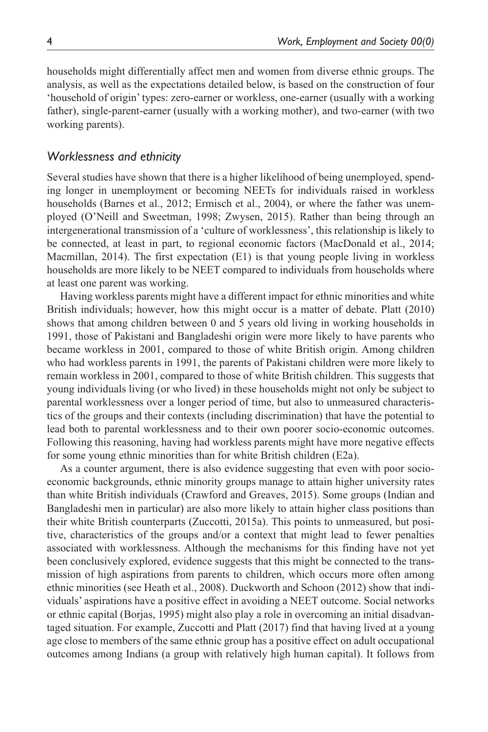households might differentially affect men and women from diverse ethnic groups. The analysis, as well as the expectations detailed below, is based on the construction of four 'household of origin' types: zero-earner or workless, one-earner (usually with a working father), single-parent-earner (usually with a working mother), and two-earner (with two working parents).

### *Worklessness and ethnicity*

Several studies have shown that there is a higher likelihood of being unemployed, spending longer in unemployment or becoming NEETs for individuals raised in workless households (Barnes et al., 2012; Ermisch et al., 2004), or where the father was unemployed (O'Neill and Sweetman, 1998; Zwysen, 2015). Rather than being through an intergenerational transmission of a 'culture of worklessness', this relationship is likely to be connected, at least in part, to regional economic factors (MacDonald et al., 2014; Macmillan, 2014). The first expectation (E1) is that young people living in workless households are more likely to be NEET compared to individuals from households where at least one parent was working.

Having workless parents might have a different impact for ethnic minorities and white British individuals; however, how this might occur is a matter of debate. Platt (2010) shows that among children between 0 and 5 years old living in working households in 1991, those of Pakistani and Bangladeshi origin were more likely to have parents who became workless in 2001, compared to those of white British origin. Among children who had workless parents in 1991, the parents of Pakistani children were more likely to remain workless in 2001, compared to those of white British children. This suggests that young individuals living (or who lived) in these households might not only be subject to parental worklessness over a longer period of time, but also to unmeasured characteristics of the groups and their contexts (including discrimination) that have the potential to lead both to parental worklessness and to their own poorer socio-economic outcomes. Following this reasoning, having had workless parents might have more negative effects for some young ethnic minorities than for white British children (E2a).

As a counter argument, there is also evidence suggesting that even with poor socio-economic backgrounds, ethnic minority groups manage to attain higher university rates than white British individuals (Crawford and Greaves, 2015). Some groups (Indian and Bangladeshi men in particular) are also more likely to attain higher class positions than their white British counterparts (Zuccotti, 2015a). This points to unmeasured, but positive, characteristics of the groups and/or a context that might lead to fewer penalties associated with worklessness. Although the mechanisms for this finding have not yet been conclusively explored, evidence suggests that this might be connected to the transmission of high aspirations from parents to children, which occurs more often among ethnic minorities (see Heath et al., 2008). Duckworth and Schoon (2012) show that individuals' aspirations have a positive effect in avoiding a NEET outcome. Social networks or ethnic capital (Borjas, 1995) might also play a role in overcoming an initial disadvantaged situation. For example, Zuccotti and Platt (2017) find that having lived at a young age close to members of the same ethnic group has a positive effect on adult occupational outcomes among Indians (a group with relatively high human capital). It follows from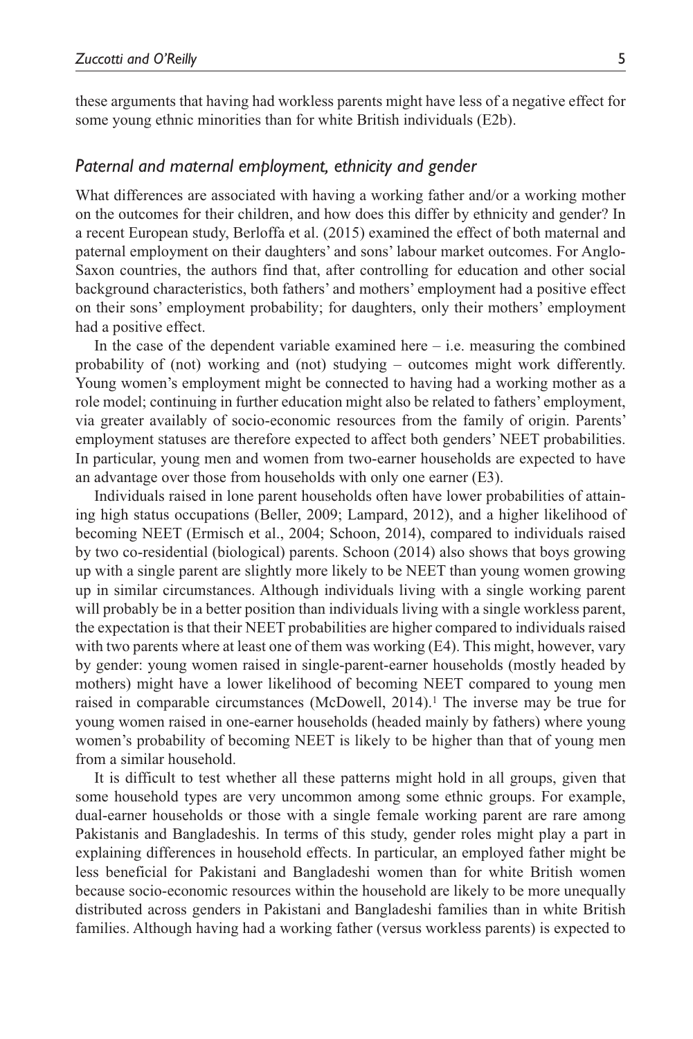these arguments that having had workless parents might have less of a negative effect for some young ethnic minorities than for white British individuals (E2b).

### *Paternal and maternal employment, ethnicity and gender*

What differences are associated with having a working father and/or a working mother on the outcomes for their children, and how does this differ by ethnicity and gender? In a recent European study, Berloffa et al. (2015) examined the effect of both maternal and paternal employment on their daughters' and sons' labour market outcomes. For Anglo-Saxon countries, the authors find that, after controlling for education and other social background characteristics, both fathers' and mothers' employment had a positive effect on their sons' employment probability; for daughters, only their mothers' employment had a positive effect.

In the case of the dependent variable examined here – i.e. measuring the combined probability of (not) working and (not) studying – outcomes might work differently. Young women's employment might be connected to having had a working mother as a role model; continuing in further education might also be related to fathers' employment, via greater availably of socio-economic resources from the family of origin. Parents' employment statuses are therefore expected to affect both genders' NEET probabilities. In particular, young men and women from two-earner households are expected to have an advantage over those from households with only one earner (E3).

Individuals raised in lone parent households often have lower probabilities of attaining high status occupations (Beller, 2009; Lampard, 2012), and a higher likelihood of becoming NEET (Ermisch et al., 2004; Schoon, 2014), compared to individuals raised by two co-residential (biological) parents. Schoon (2014) also shows that boys growing up with a single parent are slightly more likely to be NEET than young women growing up in similar circumstances. Although individuals living with a single working parent will probably be in a better position than individuals living with a single workless parent, the expectation is that their NEET probabilities are higher compared to individuals raised with two parents where at least one of them was working (E4). This might, however, vary by gender: young women raised in single-parent-earner households (mostly headed by mothers) might have a lower likelihood of becoming NEET compared to young men raised in comparable circumstances (McDowell, 2014).[1] The inverse may be true for young women raised in one-earner households (headed mainly by fathers) where young women's probability of becoming NEET is likely to be higher than that of young men from a similar household.

It is difficult to test whether all these patterns might hold in all groups, given that some household types are very uncommon among some ethnic groups. For example, dual-earner households or those with a single female working parent are rare among Pakistanis and Bangladeshis. In terms of this study, gender roles might play a part in explaining differences in household effects. In particular, an employed father might be less beneficial for Pakistani and Bangladeshi women than for white British women because socio-economic resources within the household are likely to be more unequally distributed across genders in Pakistani and Bangladeshi families than in white British families. Although having had a working father (versus workless parents) is expected to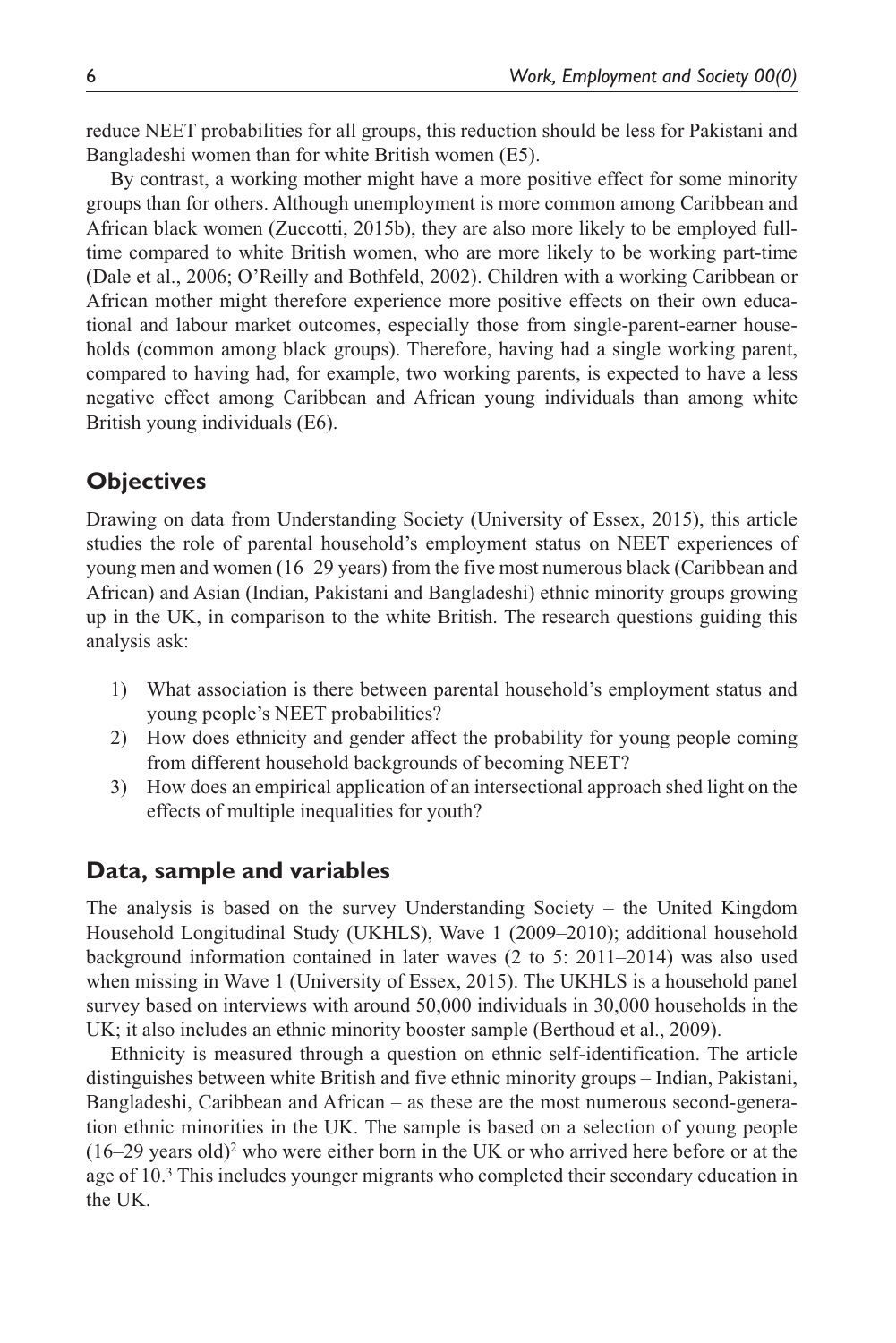reduce NEET probabilities for all groups, this reduction should be less for Pakistani and Bangladeshi women than for white British women (E5).

By contrast, a working mother might have a more positive effect for some minority groups than for others. Although unemployment is more common among Caribbean and African black women (Zuccotti, 2015b), they are also more likely to be employed full-time compared to white British women, who are more likely to be working part-time (Dale et al., 2006; O'Reilly and Bothfeld, 2002). Children with a working Caribbean or African mother might therefore experience more positive effects on their own educational and labour market outcomes, especially those from single-parent-earner households (common among black groups). Therefore, having had a single working parent, compared to having had, for example, two working parents, is expected to have a less negative effect among Caribbean and African young individuals than among white British young individuals (E6).

## Objectives

Drawing on data from Understanding Society (University of Essex, 2015), this article studies the role of parental household's employment status on NEET experiences of young men and women (16–29 years) from the five most numerous black (Caribbean and African) and Asian (Indian, Pakistani and Bangladeshi) ethnic minority groups growing up in the UK, in comparison to the white British. The research questions guiding this analysis ask:

1) What association is there between parental household's employment status and young people's NEET probabilities?
2) How does ethnicity and gender affect the probability for young people coming from different household backgrounds of becoming NEET?
3) How does an empirical application of an intersectional approach shed light on the effects of multiple inequalities for youth?

## Data, sample and variables

The analysis is based on the survey Understanding Society – the United Kingdom Household Longitudinal Study (UKHLS), Wave 1 (2009–2010); additional household background information contained in later waves (2 to 5: 2011–2014) was also used when missing in Wave 1 (University of Essex, 2015). The UKHLS is a household panel survey based on interviews with around 50,000 individuals in 30,000 households in the UK; it also includes an ethnic minority booster sample (Berthoud et al., 2009).

Ethnicity is measured through a question on ethnic self-identification. The article distinguishes between white British and five ethnic minority groups – Indian, Pakistani, Bangladeshi, Caribbean and African – as these are the most numerous second-generation ethnic minorities in the UK. The sample is based on a selection of young people (16–29 years old)[2] who were either born in the UK or who arrived here before or at the age of 10.[3] This includes younger migrants who completed their secondary education in the UK.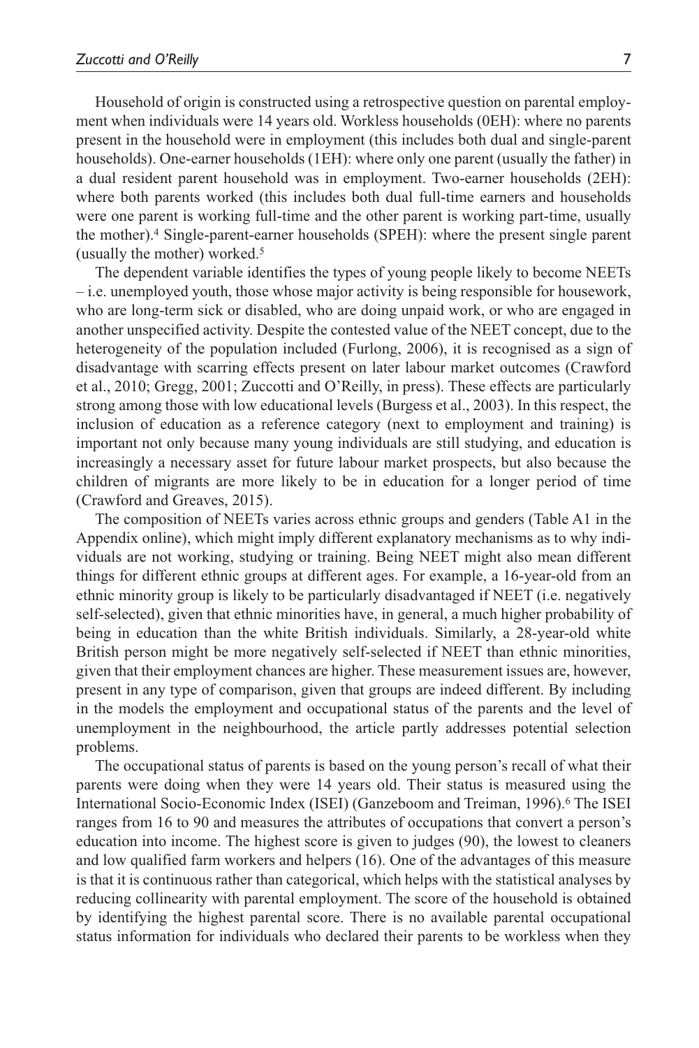Household of origin is constructed using a retrospective question on parental employment when individuals were 14 years old. Workless households (0EH): where no parents present in the household were in employment (this includes both dual and single-parent households). One-earner households (1EH): where only one parent (usually the father) in a dual resident parent household was in employment. Two-earner households (2EH): where both parents worked (this includes both dual full-time earners and households were one parent is working full-time and the other parent is working part-time, usually the mother).[4] Single-parent-earner households (SPEH): where the present single parent (usually the mother) worked.[5]

The dependent variable identifies the types of young people likely to become NEETs – i.e. unemployed youth, those whose major activity is being responsible for housework, who are long-term sick or disabled, who are doing unpaid work, or who are engaged in another unspecified activity. Despite the contested value of the NEET concept, due to the heterogeneity of the population included (Furlong, 2006), it is recognised as a sign of disadvantage with scarring effects present on later labour market outcomes (Crawford et al., 2010; Gregg, 2001; Zuccotti and O'Reilly, in press). These effects are particularly strong among those with low educational levels (Burgess et al., 2003). In this respect, the inclusion of education as a reference category (next to employment and training) is important not only because many young individuals are still studying, and education is increasingly a necessary asset for future labour market prospects, but also because the children of migrants are more likely to be in education for a longer period of time (Crawford and Greaves, 2015).

The composition of NEETs varies across ethnic groups and genders (Table A1 in the Appendix online), which might imply different explanatory mechanisms as to why individuals are not working, studying or training. Being NEET might also mean different things for different ethnic groups at different ages. For example, a 16-year-old from an ethnic minority group is likely to be particularly disadvantaged if NEET (i.e. negatively self-selected), given that ethnic minorities have, in general, a much higher probability of being in education than the white British individuals. Similarly, a 28-year-old white British person might be more negatively self-selected if NEET than ethnic minorities, given that their employment chances are higher. These measurement issues are, however, present in any type of comparison, given that groups are indeed different. By including in the models the employment and occupational status of the parents and the level of unemployment in the neighbourhood, the article partly addresses potential selection problems.

The occupational status of parents is based on the young person's recall of what their parents were doing when they were 14 years old. Their status is measured using the International Socio-Economic Index (ISEI) (Ganzeboom and Treiman, 1996).[6] The ISEI ranges from 16 to 90 and measures the attributes of occupations that convert a person's education into income. The highest score is given to judges (90), the lowest to cleaners and low qualified farm workers and helpers (16). One of the advantages of this measure is that it is continuous rather than categorical, which helps with the statistical analyses by reducing collinearity with parental employment. The score of the household is obtained by identifying the highest parental score. There is no available parental occupational status information for individuals who declared their parents to be workless when they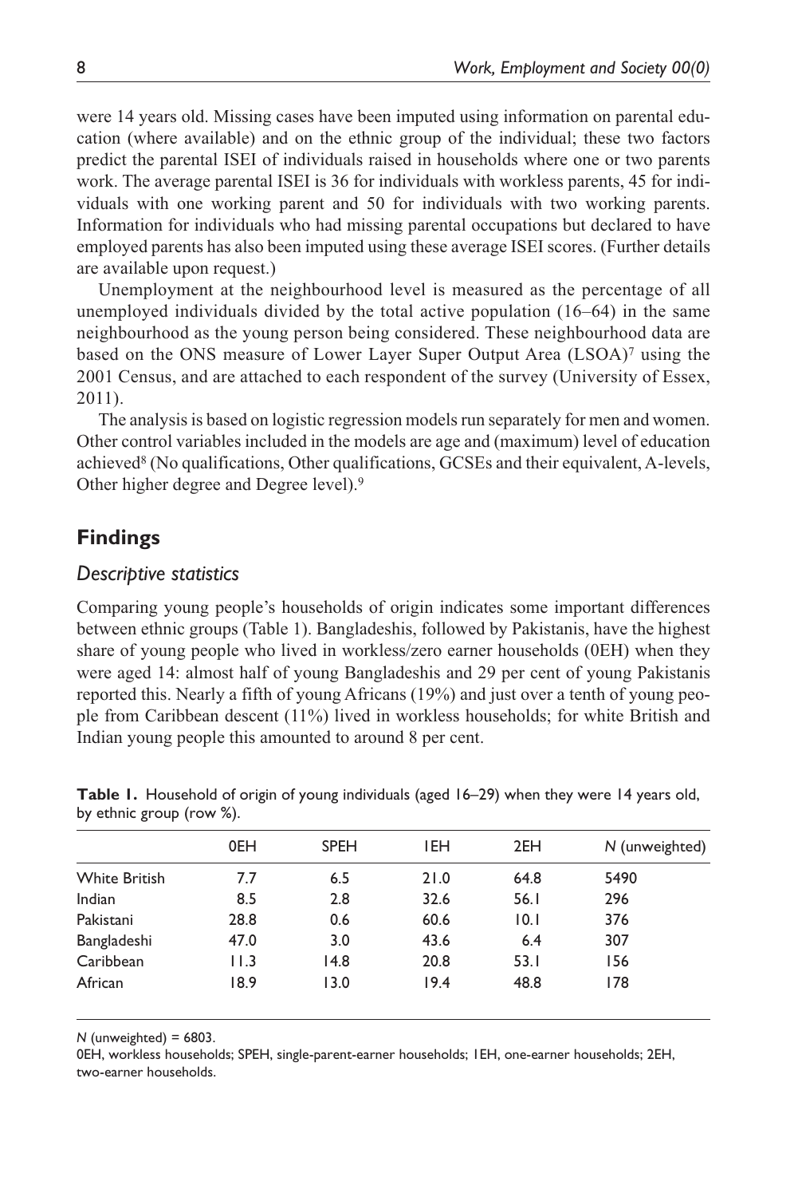were 14 years old. Missing cases have been imputed using information on parental education (where available) and on the ethnic group of the individual; these two factors predict the parental ISEI of individuals raised in households where one or two parents work. The average parental ISEI is 36 for individuals with workless parents, 45 for individuals with one working parent and 50 for individuals with two working parents. Information for individuals who had missing parental occupations but declared to have employed parents has also been imputed using these average ISEI scores. (Further details are available upon request.)

Unemployment at the neighbourhood level is measured as the percentage of all unemployed individuals divided by the total active population (16–64) in the same neighbourhood as the young person being considered. These neighbourhood data are based on the ONS measure of Lower Layer Super Output Area (LSOA)[7] using the 2001 Census, and are attached to each respondent of the survey (University of Essex, 2011).

The analysis is based on logistic regression models run separately for men and women. Other control variables included in the models are age and (maximum) level of education achieved[8] (No qualifications, Other qualifications, GCSEs and their equivalent, A-levels, Other higher degree and Degree level).[9]

## Findings

### *Descriptive statistics*

Comparing young people's households of origin indicates some important differences between ethnic groups (Table 1). Bangladeshis, followed by Pakistanis, have the highest share of young people who lived in workless/zero earner households (0EH) when they were aged 14: almost half of young Bangladeshis and 29 per cent of young Pakistanis reported this. Nearly a fifth of young Africans (19%) and just over a tenth of young people from Caribbean descent (11%) lived in workless households; for white British and Indian young people this amounted to around 8 per cent.

**Table 1.** Household of origin of young individuals (aged 16–29) when they were 14 years old, by ethnic group (row %).

| | 0EH | SPEH | 1EH | 2EH | N (unweighted) |
|---|---|---|---|---|---|
| White British | 7.7 | 6.5 | 21.0 | 64.8 | 5490 |
| Indian | 8.5 | 2.8 | 32.6 | 56.1 | 296 |
| Pakistani | 28.8 | 0.6 | 60.6 | 10.1 | 376 |
| Bangladeshi | 47.0 | 3.0 | 43.6 | 6.4 | 307 |
| Caribbean | 11.3 | 14.8 | 20.8 | 53.1 | 156 |
| African | 18.9 | 13.0 | 19.4 | 48.8 | 178 |

*N* (unweighted) = 6803.

0EH, workless households; SPEH, single-parent-earner households; 1EH, one-earner households; 2EH, two-earner households.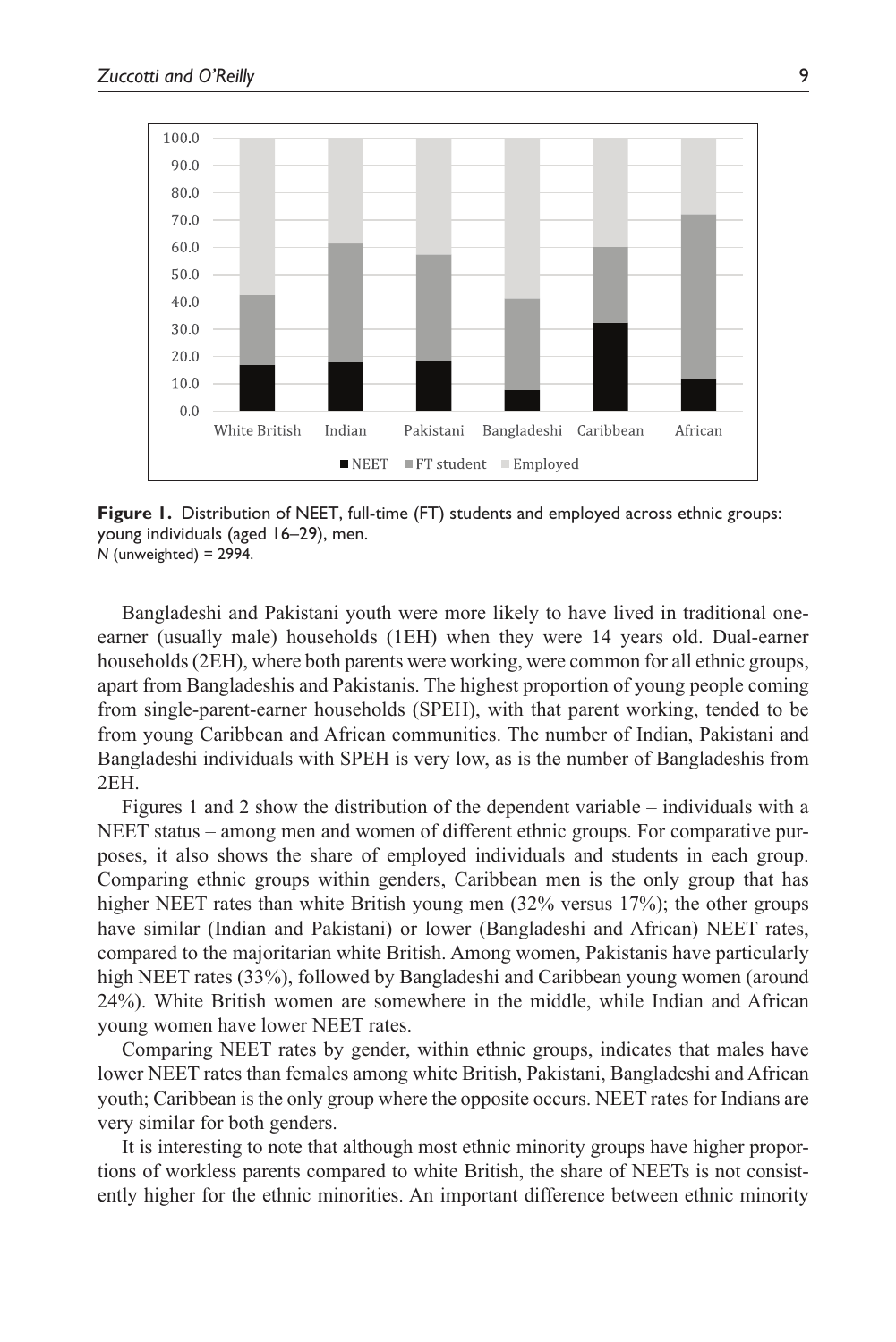**Figure 1.** Distribution of NEET, full-time (FT) students and employed across ethnic groups: young individuals (aged 16–29), men.
*N* (unweighted) = 2994.

Bangladeshi and Pakistani youth were more likely to have lived in traditional one-earner (usually male) households (1EH) when they were 14 years old. Dual-earner households (2EH), where both parents were working, were common for all ethnic groups, apart from Bangladeshis and Pakistanis. The highest proportion of young people coming from single-parent-earner households (SPEH), with that parent working, tended to be from young Caribbean and African communities. The number of Indian, Pakistani and Bangladeshi individuals with SPEH is very low, as is the number of Bangladeshis from 2EH.

Figures 1 and 2 show the distribution of the dependent variable – individuals with a NEET status – among men and women of different ethnic groups. For comparative purposes, it also shows the share of employed individuals and students in each group. Comparing ethnic groups within genders, Caribbean men is the only group that has higher NEET rates than white British young men (32% versus 17%); the other groups have similar (Indian and Pakistani) or lower (Bangladeshi and African) NEET rates, compared to the majoritarian white British. Among women, Pakistanis have particularly high NEET rates (33%), followed by Bangladeshi and Caribbean young women (around 24%). White British women are somewhere in the middle, while Indian and African young women have lower NEET rates.

Comparing NEET rates by gender, within ethnic groups, indicates that males have lower NEET rates than females among white British, Pakistani, Bangladeshi and African youth; Caribbean is the only group where the opposite occurs. NEET rates for Indians are very similar for both genders.

It is interesting to note that although most ethnic minority groups have higher proportions of workless parents compared to white British, the share of NEETs is not consistently higher for the ethnic minorities. An important difference between ethnic minority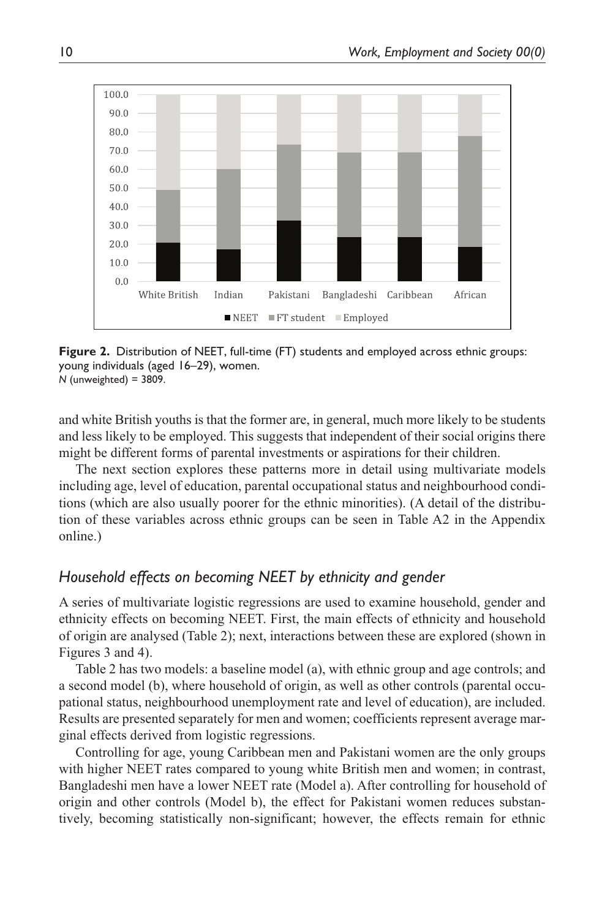**Figure 2.** Distribution of NEET, full-time (FT) students and employed across ethnic groups: young individuals (aged 16–29), women.
*N* (unweighted) = 3809.

and white British youths is that the former are, in general, much more likely to be students and less likely to be employed. This suggests that independent of their social origins there might be different forms of parental investments or aspirations for their children.

The next section explores these patterns more in detail using multivariate models including age, level of education, parental occupational status and neighbourhood conditions (which are also usually poorer for the ethnic minorities). (A detail of the distribution of these variables across ethnic groups can be seen in Table A2 in the Appendix online.)

## *Household effects on becoming NEET by ethnicity and gender*

A series of multivariate logistic regressions are used to examine household, gender and ethnicity effects on becoming NEET. First, the main effects of ethnicity and household of origin are analysed (Table 2); next, interactions between these are explored (shown in Figures 3 and 4).

Table 2 has two models: a baseline model (a), with ethnic group and age controls; and a second model (b), where household of origin, as well as other controls (parental occupational status, neighbourhood unemployment rate and level of education), are included. Results are presented separately for men and women; coefficients represent average marginal effects derived from logistic regressions.

Controlling for age, young Caribbean men and Pakistani women are the only groups with higher NEET rates compared to young white British men and women; in contrast, Bangladeshi men have a lower NEET rate (Model a). After controlling for household of origin and other controls (Model b), the effect for Pakistani women reduces substantively, becoming statistically non-significant; however, the effects remain for ethnic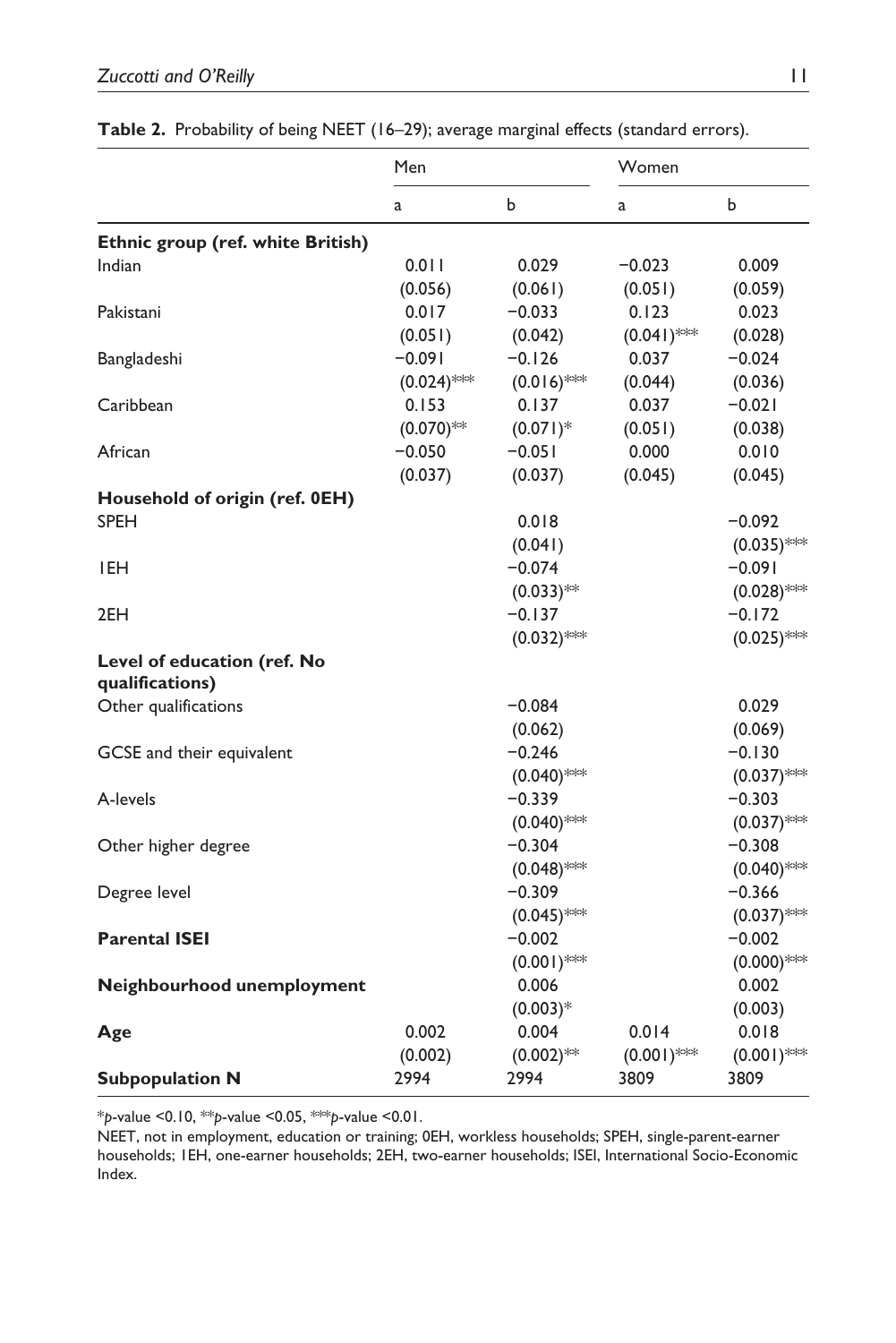**Table 2.** Probability of being NEET (16–29); average marginal effects (standard errors).

| | Men | | Women | |
|---|---|---|---|---|
| | a | b | a | b |
| **Ethnic group (ref. white British)** | | | | |
| Indian | 0.011 | 0.029 | −0.023 | 0.009 |
| | (0.056) | (0.061) | (0.051) | (0.059) |
| Pakistani | 0.017 | −0.033 | 0.123 | 0.023 |
| | (0.051) | (0.042) | (0.041)*** | (0.028) |
| Bangladeshi | −0.091 | −0.126 | 0.037 | −0.024 |
| | (0.024)*** | (0.016)*** | (0.044) | (0.036) |
| Caribbean | 0.153 | 0.137 | 0.037 | −0.021 |
| | (0.070)** | (0.071)* | (0.051) | (0.038) |
| African | −0.050 | −0.051 | 0.000 | 0.010 |
| | (0.037) | (0.037) | (0.045) | (0.045) |
| **Household of origin (ref. 0EH)** | | | | |
| SPEH | | 0.018 | | −0.092 |
| | | (0.041) | | (0.035)*** |
| 1EH | | −0.074 | | −0.091 |
| | | (0.033)** | | (0.028)*** |
| 2EH | | −0.137 | | −0.172 |
| | | (0.032)*** | | (0.025)*** |
| **Level of education (ref. No qualifications)** | | | | |
| Other qualifications | | −0.084 | | 0.029 |
| | | (0.062) | | (0.069) |
| GCSE and their equivalent | | −0.246 | | −0.130 |
| | | (0.040)*** | | (0.037)*** |
| A-levels | | −0.339 | | −0.303 |
| | | (0.040)*** | | (0.037)*** |
| Other higher degree | | −0.304 | | −0.308 |
| | | (0.048)*** | | (0.040)*** |
| Degree level | | −0.309 | | −0.366 |
| | | (0.045)*** | | (0.037)*** |
| **Parental ISEI** | | −0.002 | | −0.002 |
| | | (0.001)*** | | (0.000)*** |
| **Neighbourhood unemployment** | | 0.006 | | 0.002 |
| | | (0.003)* | | (0.003) |
| **Age** | 0.002 | 0.004 | 0.014 | 0.018 |
| | (0.002) | (0.002)** | (0.001)*** | (0.001)*** |
| **Subpopulation N** | 2994 | 2994 | 3809 | 3809 |

**p*-value <0.10, ***p*-value <0.05, ****p*-value <0.01.

NEET, not in employment, education or training; 0EH, workless households; SPEH, single-parent-earner households; 1EH, one-earner households; 2EH, two-earner households; ISEI, International Socio-Economic Index.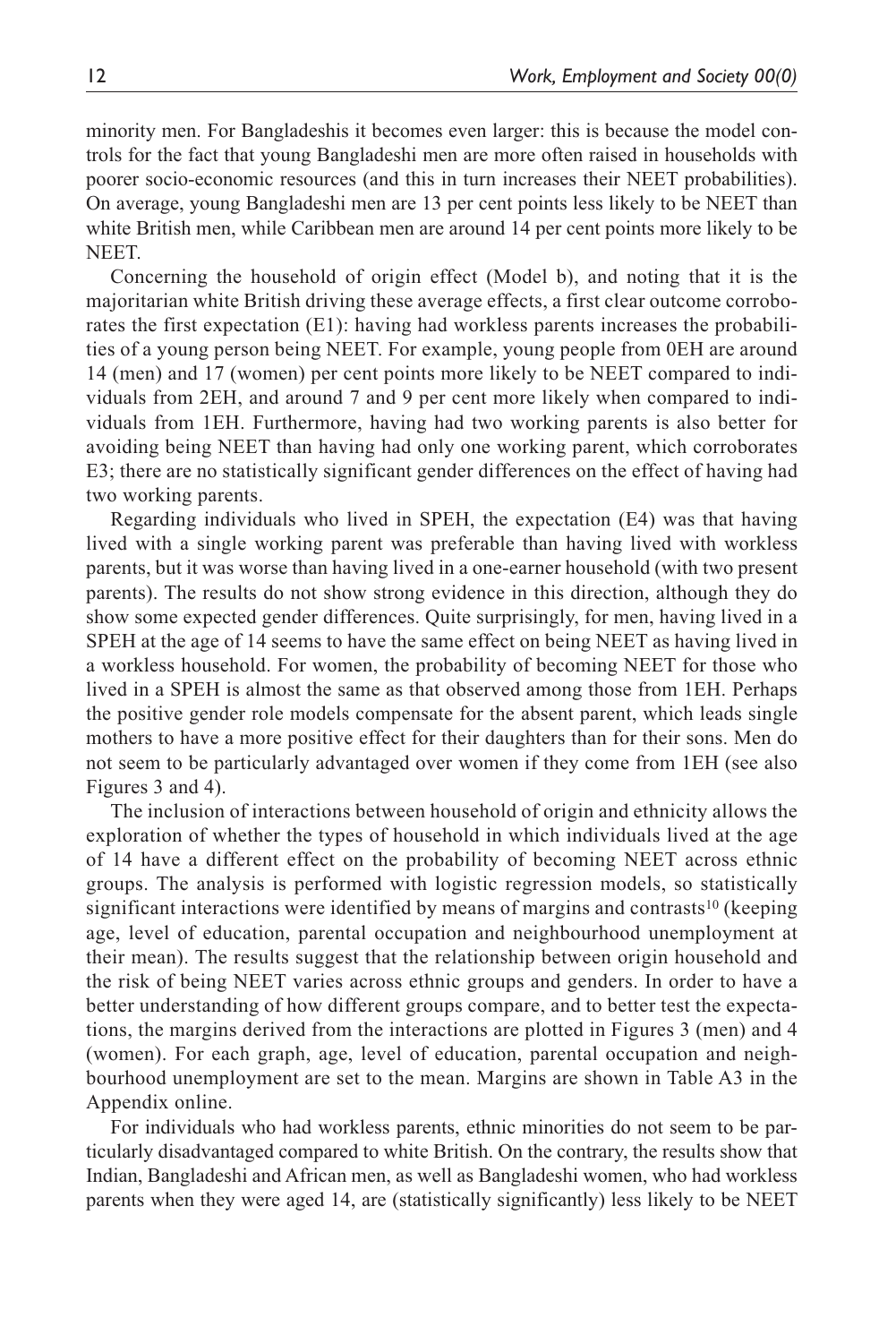minority men. For Bangladeshis it becomes even larger: this is because the model controls for the fact that young Bangladeshi men are more often raised in households with poorer socio-economic resources (and this in turn increases their NEET probabilities). On average, young Bangladeshi men are 13 per cent points less likely to be NEET than white British men, while Caribbean men are around 14 per cent points more likely to be NEET.

Concerning the household of origin effect (Model b), and noting that it is the majoritarian white British driving these average effects, a first clear outcome corroborates the first expectation (E1): having had workless parents increases the probabilities of a young person being NEET. For example, young people from 0EH are around 14 (men) and 17 (women) per cent points more likely to be NEET compared to individuals from 2EH, and around 7 and 9 per cent more likely when compared to individuals from 1EH. Furthermore, having had two working parents is also better for avoiding being NEET than having had only one working parent, which corroborates E3; there are no statistically significant gender differences on the effect of having had two working parents.

Regarding individuals who lived in SPEH, the expectation (E4) was that having lived with a single working parent was preferable than having lived with workless parents, but it was worse than having lived in a one-earner household (with two present parents). The results do not show strong evidence in this direction, although they do show some expected gender differences. Quite surprisingly, for men, having lived in a SPEH at the age of 14 seems to have the same effect on being NEET as having lived in a workless household. For women, the probability of becoming NEET for those who lived in a SPEH is almost the same as that observed among those from 1EH. Perhaps the positive gender role models compensate for the absent parent, which leads single mothers to have a more positive effect for their daughters than for their sons. Men do not seem to be particularly advantaged over women if they come from 1EH (see also Figures 3 and 4).

The inclusion of interactions between household of origin and ethnicity allows the exploration of whether the types of household in which individuals lived at the age of 14 have a different effect on the probability of becoming NEET across ethnic groups. The analysis is performed with logistic regression models, so statistically significant interactions were identified by means of margins and contrasts[10] (keeping age, level of education, parental occupation and neighbourhood unemployment at their mean). The results suggest that the relationship between origin household and the risk of being NEET varies across ethnic groups and genders. In order to have a better understanding of how different groups compare, and to better test the expectations, the margins derived from the interactions are plotted in Figures 3 (men) and 4 (women). For each graph, age, level of education, parental occupation and neighbourhood unemployment are set to the mean. Margins are shown in Table A3 in the Appendix online.

For individuals who had workless parents, ethnic minorities do not seem to be particularly disadvantaged compared to white British. On the contrary, the results show that Indian, Bangladeshi and African men, as well as Bangladeshi women, who had workless parents when they were aged 14, are (statistically significantly) less likely to be NEET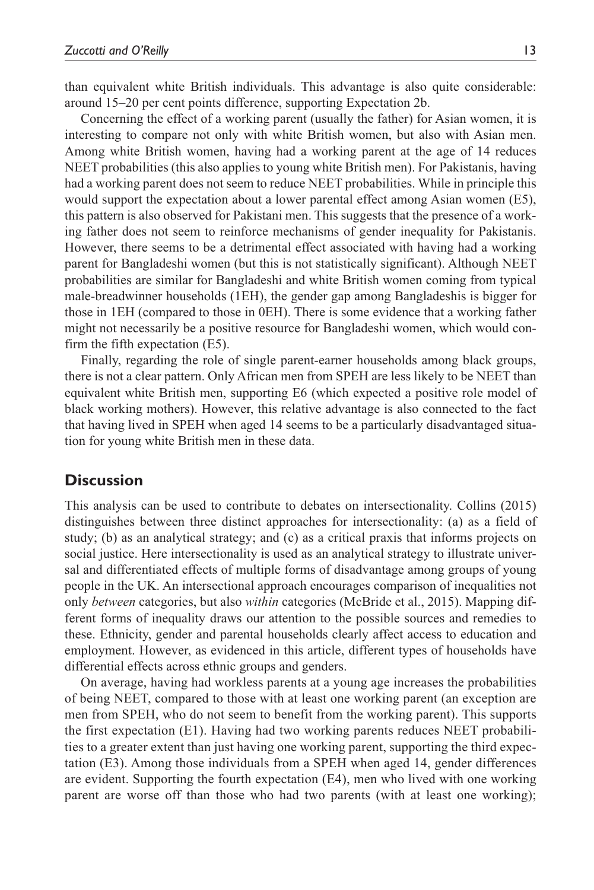than equivalent white British individuals. This advantage is also quite considerable: around 15–20 per cent points difference, supporting Expectation 2b.

Concerning the effect of a working parent (usually the father) for Asian women, it is interesting to compare not only with white British women, but also with Asian men. Among white British women, having had a working parent at the age of 14 reduces NEET probabilities (this also applies to young white British men). For Pakistanis, having had a working parent does not seem to reduce NEET probabilities. While in principle this would support the expectation about a lower parental effect among Asian women (E5), this pattern is also observed for Pakistani men. This suggests that the presence of a working father does not seem to reinforce mechanisms of gender inequality for Pakistanis. However, there seems to be a detrimental effect associated with having had a working parent for Bangladeshi women (but this is not statistically significant). Although NEET probabilities are similar for Bangladeshi and white British women coming from typical male-breadwinner households (1EH), the gender gap among Bangladeshis is bigger for those in 1EH (compared to those in 0EH). There is some evidence that a working father might not necessarily be a positive resource for Bangladeshi women, which would confirm the fifth expectation (E5).

Finally, regarding the role of single parent-earner households among black groups, there is not a clear pattern. Only African men from SPEH are less likely to be NEET than equivalent white British men, supporting E6 (which expected a positive role model of black working mothers). However, this relative advantage is also connected to the fact that having lived in SPEH when aged 14 seems to be a particularly disadvantaged situation for young white British men in these data.

## Discussion

This analysis can be used to contribute to debates on intersectionality. Collins (2015) distinguishes between three distinct approaches for intersectionality: (a) as a field of study; (b) as an analytical strategy; and (c) as a critical praxis that informs projects on social justice. Here intersectionality is used as an analytical strategy to illustrate universal and differentiated effects of multiple forms of disadvantage among groups of young people in the UK. An intersectional approach encourages comparison of inequalities not only *between* categories, but also *within* categories (McBride et al., 2015). Mapping different forms of inequality draws our attention to the possible sources and remedies to these. Ethnicity, gender and parental households clearly affect access to education and employment. However, as evidenced in this article, different types of households have differential effects across ethnic groups and genders.

On average, having had workless parents at a young age increases the probabilities of being NEET, compared to those with at least one working parent (an exception are men from SPEH, who do not seem to benefit from the working parent). This supports the first expectation (E1). Having had two working parents reduces NEET probabilities to a greater extent than just having one working parent, supporting the third expectation (E3). Among those individuals from a SPEH when aged 14, gender differences are evident. Supporting the fourth expectation (E4), men who lived with one working parent are worse off than those who had two parents (with at least one working);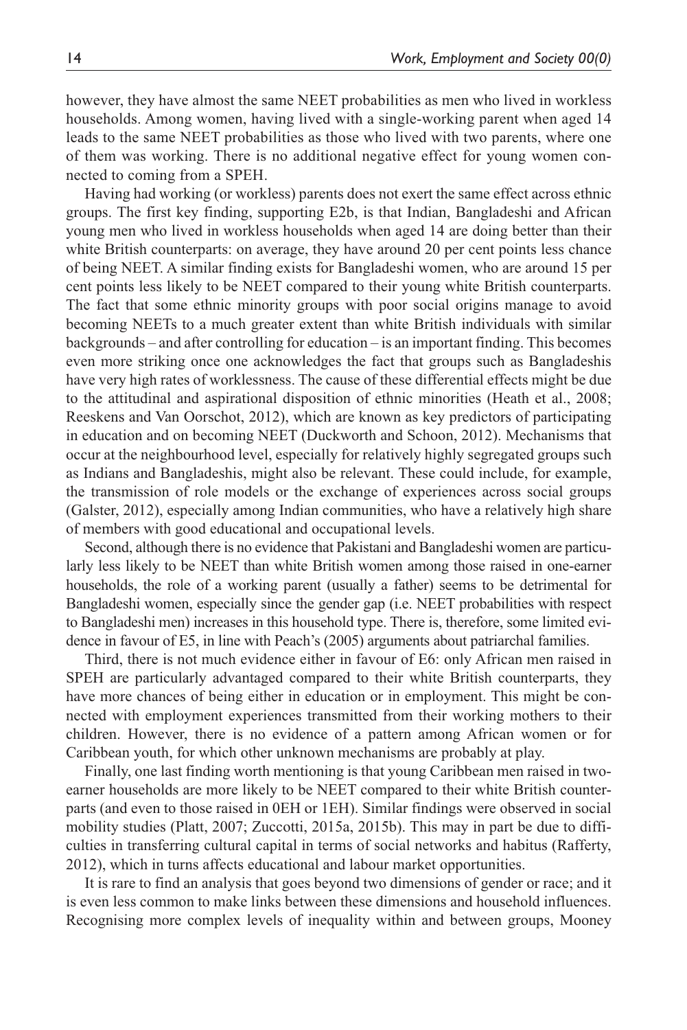however, they have almost the same NEET probabilities as men who lived in workless households. Among women, having lived with a single-working parent when aged 14 leads to the same NEET probabilities as those who lived with two parents, where one of them was working. There is no additional negative effect for young women connected to coming from a SPEH.

Having had working (or workless) parents does not exert the same effect across ethnic groups. The first key finding, supporting E2b, is that Indian, Bangladeshi and African young men who lived in workless households when aged 14 are doing better than their white British counterparts: on average, they have around 20 per cent points less chance of being NEET. A similar finding exists for Bangladeshi women, who are around 15 per cent points less likely to be NEET compared to their young white British counterparts. The fact that some ethnic minority groups with poor social origins manage to avoid becoming NEETs to a much greater extent than white British individuals with similar backgrounds – and after controlling for education – is an important finding. This becomes even more striking once one acknowledges the fact that groups such as Bangladeshis have very high rates of worklessness. The cause of these differential effects might be due to the attitudinal and aspirational disposition of ethnic minorities (Heath et al., 2008; Reeskens and Van Oorschot, 2012), which are known as key predictors of participating in education and on becoming NEET (Duckworth and Schoon, 2012). Mechanisms that occur at the neighbourhood level, especially for relatively highly segregated groups such as Indians and Bangladeshis, might also be relevant. These could include, for example, the transmission of role models or the exchange of experiences across social groups (Galster, 2012), especially among Indian communities, who have a relatively high share of members with good educational and occupational levels.

Second, although there is no evidence that Pakistani and Bangladeshi women are particularly less likely to be NEET than white British women among those raised in one-earner households, the role of a working parent (usually a father) seems to be detrimental for Bangladeshi women, especially since the gender gap (i.e. NEET probabilities with respect to Bangladeshi men) increases in this household type. There is, therefore, some limited evidence in favour of E5, in line with Peach's (2005) arguments about patriarchal families.

Third, there is not much evidence either in favour of E6: only African men raised in SPEH are particularly advantaged compared to their white British counterparts, they have more chances of being either in education or in employment. This might be connected with employment experiences transmitted from their working mothers to their children. However, there is no evidence of a pattern among African women or for Caribbean youth, for which other unknown mechanisms are probably at play.

Finally, one last finding worth mentioning is that young Caribbean men raised in two-earner households are more likely to be NEET compared to their white British counterparts (and even to those raised in 0EH or 1EH). Similar findings were observed in social mobility studies (Platt, 2007; Zuccotti, 2015a, 2015b). This may in part be due to difficulties in transferring cultural capital in terms of social networks and habitus (Rafferty, 2012), which in turns affects educational and labour market opportunities.

It is rare to find an analysis that goes beyond two dimensions of gender or race; and it is even less common to make links between these dimensions and household influences. Recognising more complex levels of inequality within and between groups, Mooney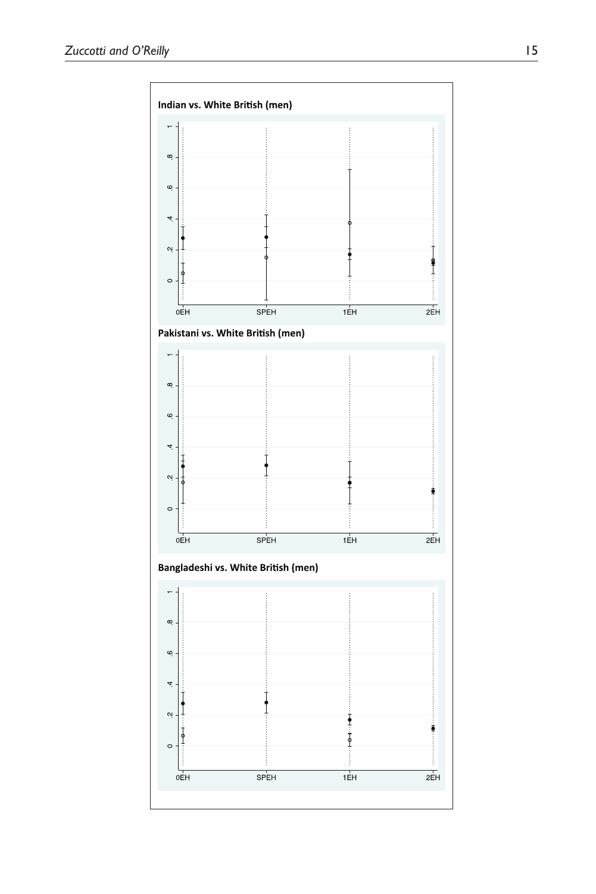**Indian vs. White British (men)**

**Pakistani vs. White British (men)**

**Bangladeshi vs. White British (men)**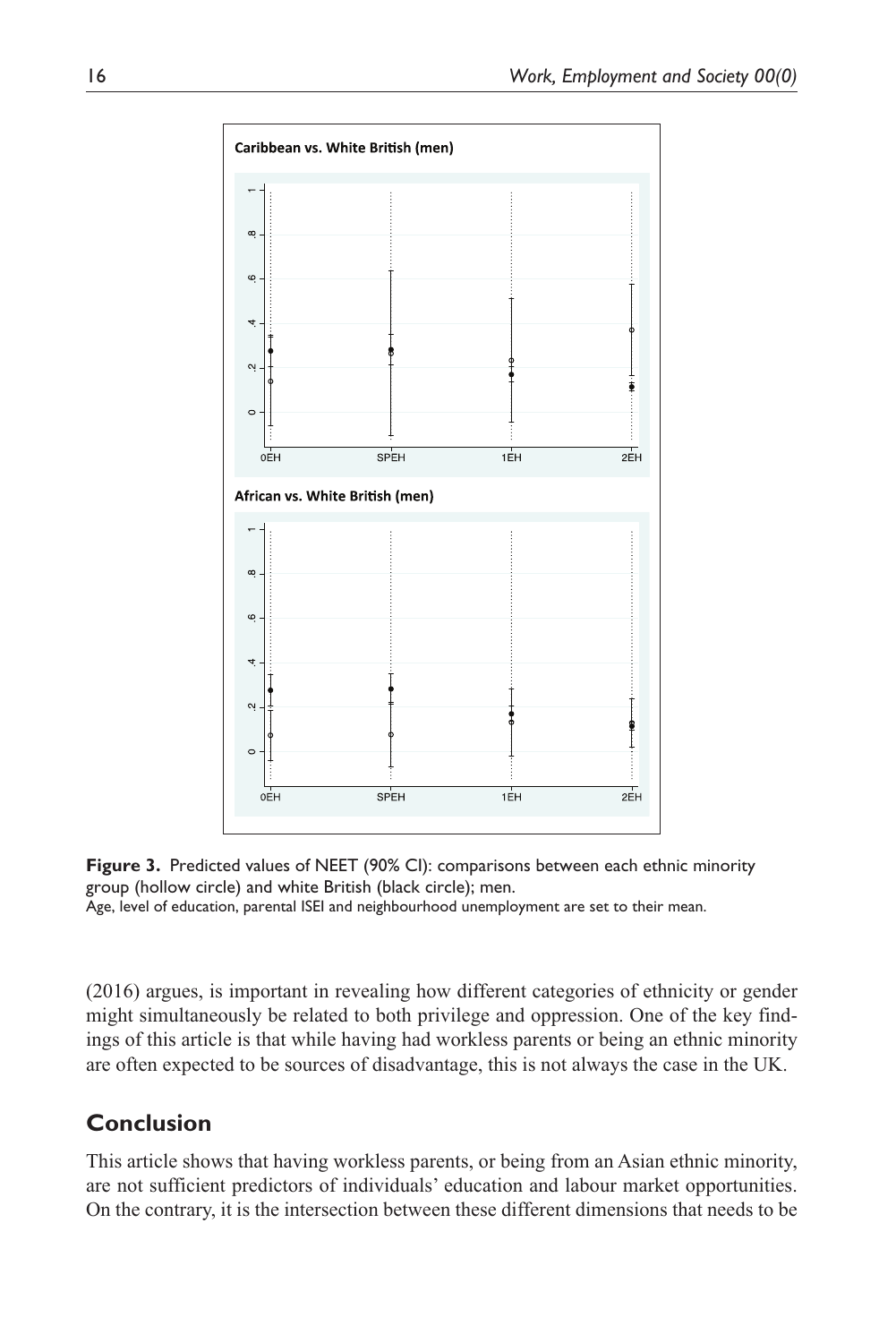**Figure 3.** Predicted values of NEET (90% CI): comparisons between each ethnic minority group (hollow circle) and white British (black circle); men.

Age, level of education, parental ISEI and neighbourhood unemployment are set to their mean.

(2016) argues, is important in revealing how different categories of ethnicity or gender might simultaneously be related to both privilege and oppression. One of the key findings of this article is that while having had workless parents or being an ethnic minority are often expected to be sources of disadvantage, this is not always the case in the UK.

## Conclusion

This article shows that having workless parents, or being from an Asian ethnic minority, are not sufficient predictors of individuals' education and labour market opportunities. On the contrary, it is the intersection between these different dimensions that needs to be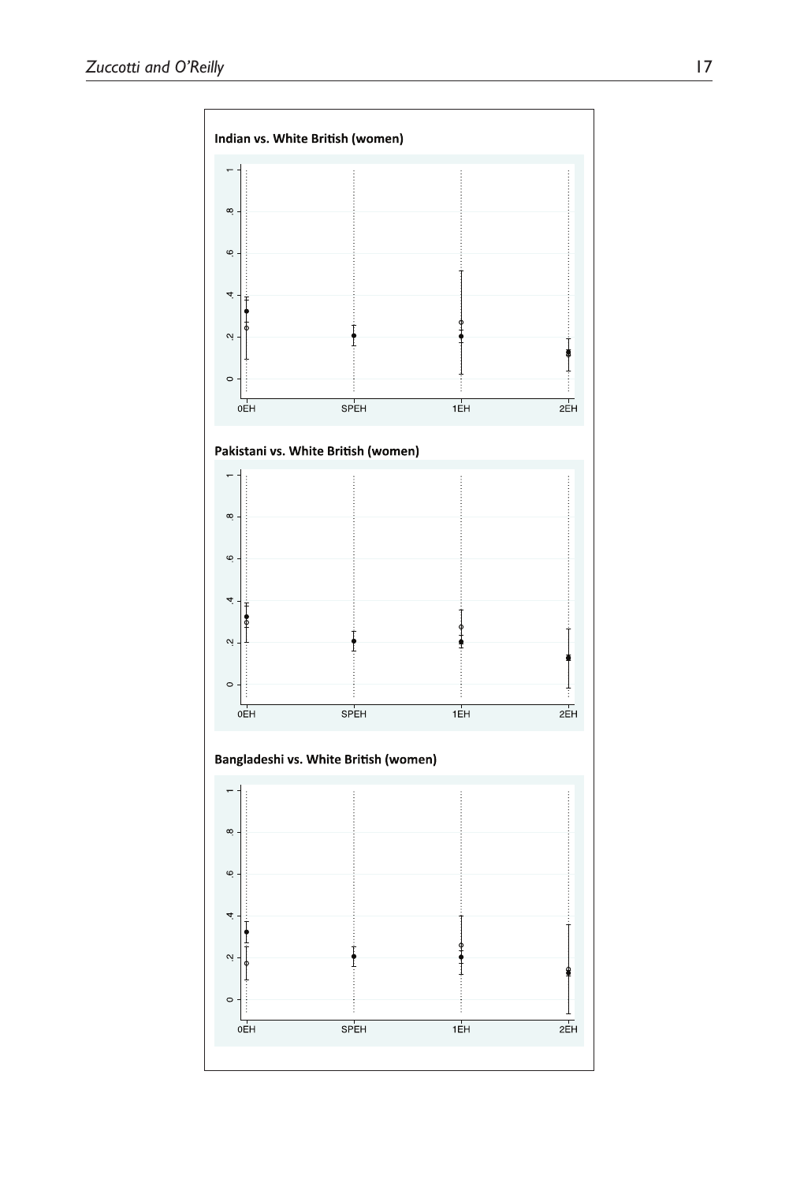**Indian vs. White British (women)**

**Pakistani vs. White British (women)**

**Bangladeshi vs. White British (women)**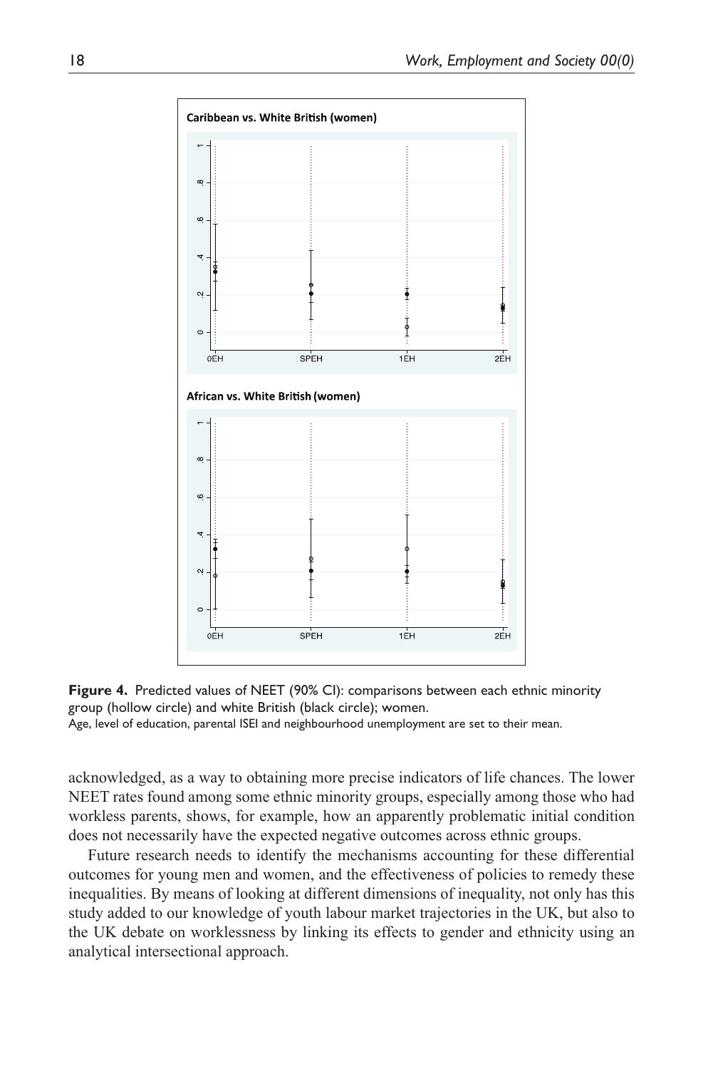**Figure 4.** Predicted values of NEET (90% CI): comparisons between each ethnic minority group (hollow circle) and white British (black circle); women.

Age, level of education, parental ISEI and neighbourhood unemployment are set to their mean.

acknowledged, as a way to obtaining more precise indicators of life chances. The lower NEET rates found among some ethnic minority groups, especially among those who had workless parents, shows, for example, how an apparently problematic initial condition does not necessarily have the expected negative outcomes across ethnic groups.

Future research needs to identify the mechanisms accounting for these differential outcomes for young men and women, and the effectiveness of policies to remedy these inequalities. By means of looking at different dimensions of inequality, not only has this study added to our knowledge of youth labour market trajectories in the UK, but also to the UK debate on worklessness by linking its effects to gender and ethnicity using an analytical intersectional approach.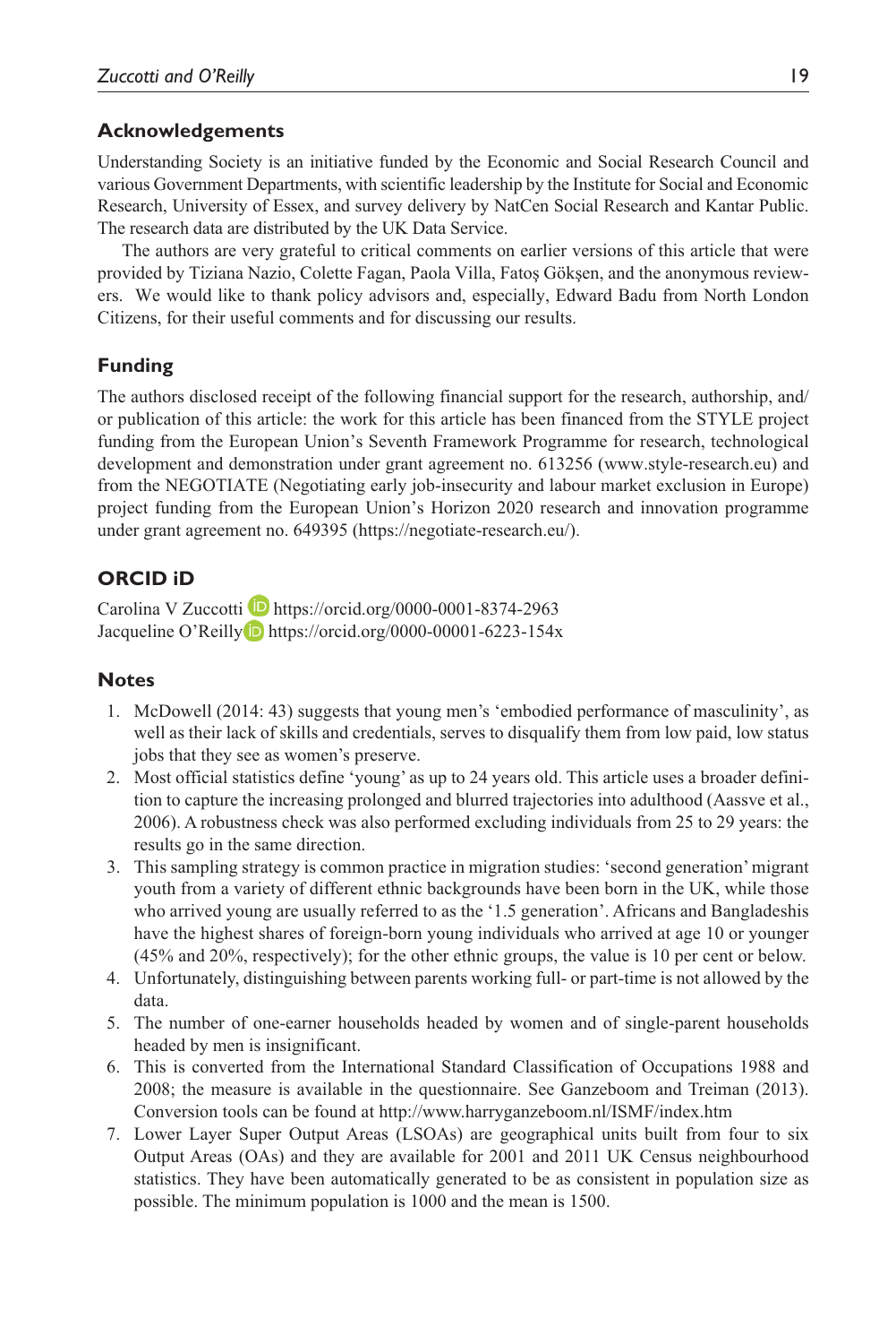## Acknowledgements

Understanding Society is an initiative funded by the Economic and Social Research Council and various Government Departments, with scientific leadership by the Institute for Social and Economic Research, University of Essex, and survey delivery by NatCen Social Research and Kantar Public. The research data are distributed by the UK Data Service.

The authors are very grateful to critical comments on earlier versions of this article that were provided by Tiziana Nazio, Colette Fagan, Paola Villa, Fatoş Gökşen, and the anonymous reviewers. We would like to thank policy advisors and, especially, Edward Badu from North London Citizens, for their useful comments and for discussing our results.

## Funding

The authors disclosed receipt of the following financial support for the research, authorship, and/or publication of this article: the work for this article has been financed from the STYLE project funding from the European Union's Seventh Framework Programme for research, technological development and demonstration under grant agreement no. 613256 (www.style-research.eu) and from the NEGOTIATE (Negotiating early job-insecurity and labour market exclusion in Europe) project funding from the European Union's Horizon 2020 research and innovation programme under grant agreement no. 649395 (https://negotiate-research.eu/).

## ORCID iD

Carolina V Zuccotti https://orcid.org/0000-0001-8374-2963
Jacqueline O'Reilly https://orcid.org/0000-00001-6223-154x

## Notes

1. McDowell (2014: 43) suggests that young men's 'embodied performance of masculinity', as well as their lack of skills and credentials, serves to disqualify them from low paid, low status jobs that they see as women's preserve.
2. Most official statistics define 'young' as up to 24 years old. This article uses a broader definition to capture the increasing prolonged and blurred trajectories into adulthood (Aassve et al., 2006). A robustness check was also performed excluding individuals from 25 to 29 years: the results go in the same direction.
3. This sampling strategy is common practice in migration studies: 'second generation' migrant youth from a variety of different ethnic backgrounds have been born in the UK, while those who arrived young are usually referred to as the '1.5 generation'. Africans and Bangladeshis have the highest shares of foreign-born young individuals who arrived at age 10 or younger (45% and 20%, respectively); for the other ethnic groups, the value is 10 per cent or below.
4. Unfortunately, distinguishing between parents working full- or part-time is not allowed by the data.
5. The number of one-earner households headed by women and of single-parent households headed by men is insignificant.
6. This is converted from the International Standard Classification of Occupations 1988 and 2008; the measure is available in the questionnaire. See Ganzeboom and Treiman (2013). Conversion tools can be found at http://www.harryganzeboom.nl/ISMF/index.htm
7. Lower Layer Super Output Areas (LSOAs) are geographical units built from four to six Output Areas (OAs) and they are available for 2001 and 2011 UK Census neighbourhood statistics. They have been automatically generated to be as consistent in population size as possible. The minimum population is 1000 and the mean is 1500.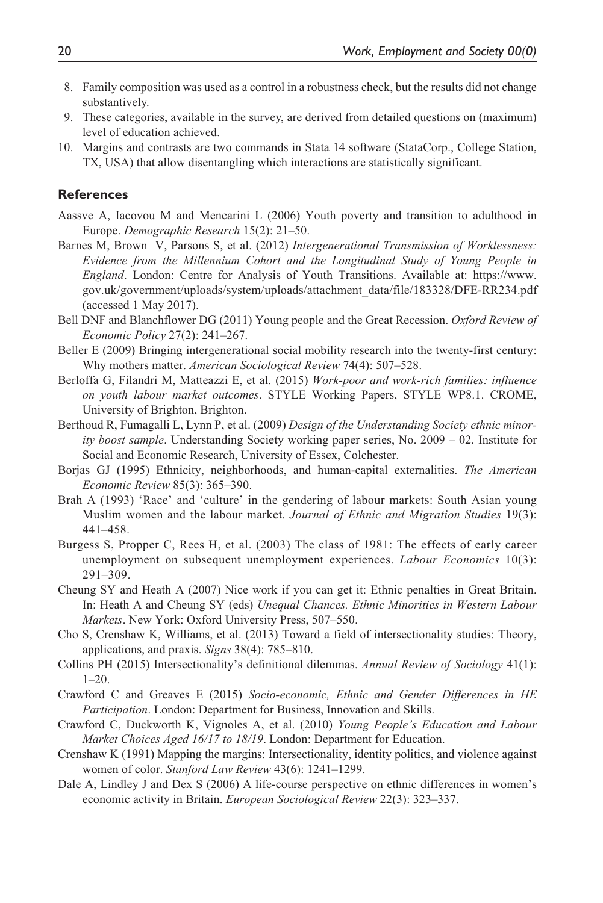8. Family composition was used as a control in a robustness check, but the results did not change substantively.
9. These categories, available in the survey, are derived from detailed questions on (maximum) level of education achieved.
10. Margins and contrasts are two commands in Stata 14 software (StataCorp., College Station, TX, USA) that allow disentangling which interactions are statistically significant.

## References

Aassve A, Iacovou M and Mencarini L (2006) Youth poverty and transition to adulthood in Europe. *Demographic Research* 15(2): 21–50.

Barnes M, Brown V, Parsons S, et al. (2012) *Intergenerational Transmission of Worklessness: Evidence from the Millennium Cohort and the Longitudinal Study of Young People in England*. London: Centre for Analysis of Youth Transitions. Available at: https://www.gov.uk/government/uploads/system/uploads/attachment_data/file/183328/DFE-RR234.pdf (accessed 1 May 2017).

Bell DNF and Blanchflower DG (2011) Young people and the Great Recession. *Oxford Review of Economic Policy* 27(2): 241–267.

Beller E (2009) Bringing intergenerational social mobility research into the twenty-first century: Why mothers matter. *American Sociological Review* 74(4): 507–528.

Berloffa G, Filandri M, Matteazzi E, et al. (2015) *Work-poor and work-rich families: influence on youth labour market outcomes*. STYLE Working Papers, STYLE WP8.1. CROME, University of Brighton, Brighton.

Berthoud R, Fumagalli L, Lynn P, et al. (2009) *Design of the Understanding Society ethnic minority boost sample*. Understanding Society working paper series, No. 2009 – 02. Institute for Social and Economic Research, University of Essex, Colchester.

Borjas GJ (1995) Ethnicity, neighborhoods, and human-capital externalities. *The American Economic Review* 85(3): 365–390.

Brah A (1993) 'Race' and 'culture' in the gendering of labour markets: South Asian young Muslim women and the labour market. *Journal of Ethnic and Migration Studies* 19(3): 441–458.

Burgess S, Propper C, Rees H, et al. (2003) The class of 1981: The effects of early career unemployment on subsequent unemployment experiences. *Labour Economics* 10(3): 291–309.

Cheung SY and Heath A (2007) Nice work if you can get it: Ethnic penalties in Great Britain. In: Heath A and Cheung SY (eds) *Unequal Chances. Ethnic Minorities in Western Labour Markets*. New York: Oxford University Press, 507–550.

Cho S, Crenshaw K, Williams, et al. (2013) Toward a field of intersectionality studies: Theory, applications, and praxis. *Signs* 38(4): 785–810.

Collins PH (2015) Intersectionality's definitional dilemmas. *Annual Review of Sociology* 41(1): 1–20.

Crawford C and Greaves E (2015) *Socio-economic, Ethnic and Gender Differences in HE Participation*. London: Department for Business, Innovation and Skills.

Crawford C, Duckworth K, Vignoles A, et al. (2010) *Young People's Education and Labour Market Choices Aged 16/17 to 18/19*. London: Department for Education.

Crenshaw K (1991) Mapping the margins: Intersectionality, identity politics, and violence against women of color. *Stanford Law Review* 43(6): 1241–1299.

Dale A, Lindley J and Dex S (2006) A life-course perspective on ethnic differences in women's economic activity in Britain. *European Sociological Review* 22(3): 323–337.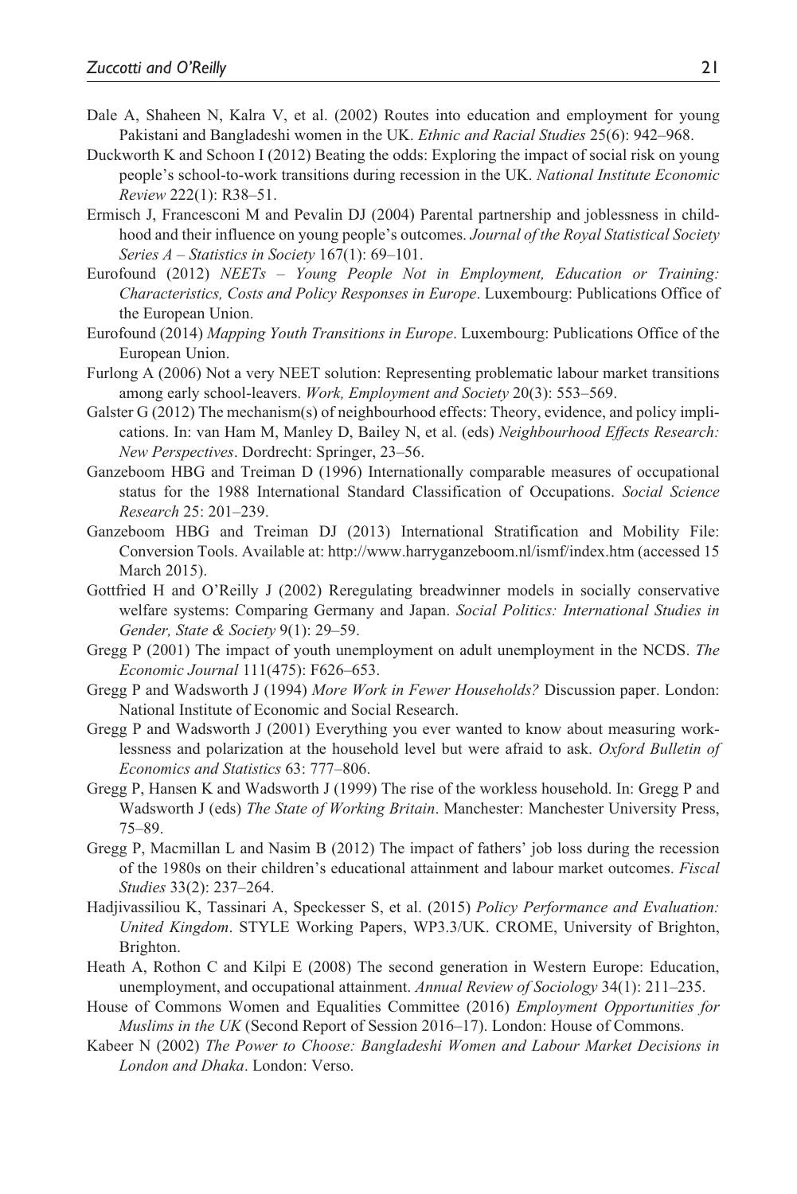Dale A, Shaheen N, Kalra V, et al. (2002) Routes into education and employment for young Pakistani and Bangladeshi women in the UK. *Ethnic and Racial Studies* 25(6): 942–968.

Duckworth K and Schoon I (2012) Beating the odds: Exploring the impact of social risk on young people's school-to-work transitions during recession in the UK. *National Institute Economic Review* 222(1): R38–51.

Ermisch J, Francesconi M and Pevalin DJ (2004) Parental partnership and joblessness in childhood and their influence on young people's outcomes. *Journal of the Royal Statistical Society Series A – Statistics in Society* 167(1): 69–101.

Eurofound (2012) *NEETs – Young People Not in Employment, Education or Training: Characteristics, Costs and Policy Responses in Europe*. Luxembourg: Publications Office of the European Union.

Eurofound (2014) *Mapping Youth Transitions in Europe*. Luxembourg: Publications Office of the European Union.

Furlong A (2006) Not a very NEET solution: Representing problematic labour market transitions among early school-leavers. *Work, Employment and Society* 20(3): 553–569.

Galster G (2012) The mechanism(s) of neighbourhood effects: Theory, evidence, and policy implications. In: van Ham M, Manley D, Bailey N, et al. (eds) *Neighbourhood Effects Research: New Perspectives*. Dordrecht: Springer, 23–56.

Ganzeboom HBG and Treiman D (1996) Internationally comparable measures of occupational status for the 1988 International Standard Classification of Occupations. *Social Science Research* 25: 201–239.

Ganzeboom HBG and Treiman DJ (2013) International Stratification and Mobility File: Conversion Tools. Available at: http://www.harryganzeboom.nl/ismf/index.htm (accessed 15 March 2015).

Gottfried H and O'Reilly J (2002) Reregulating breadwinner models in socially conservative welfare systems: Comparing Germany and Japan. *Social Politics: International Studies in Gender, State & Society* 9(1): 29–59.

Gregg P (2001) The impact of youth unemployment on adult unemployment in the NCDS. *The Economic Journal* 111(475): F626–653.

Gregg P and Wadsworth J (1994) *More Work in Fewer Households?* Discussion paper. London: National Institute of Economic and Social Research.

Gregg P and Wadsworth J (2001) Everything you ever wanted to know about measuring worklessness and polarization at the household level but were afraid to ask. *Oxford Bulletin of Economics and Statistics* 63: 777–806.

Gregg P, Hansen K and Wadsworth J (1999) The rise of the workless household. In: Gregg P and Wadsworth J (eds) *The State of Working Britain*. Manchester: Manchester University Press, 75–89.

Gregg P, Macmillan L and Nasim B (2012) The impact of fathers' job loss during the recession of the 1980s on their children's educational attainment and labour market outcomes. *Fiscal Studies* 33(2): 237–264.

Hadjivassiliou K, Tassinari A, Speckesser S, et al. (2015) *Policy Performance and Evaluation: United Kingdom*. STYLE Working Papers, WP3.3/UK. CROME, University of Brighton, Brighton.

Heath A, Rothon C and Kilpi E (2008) The second generation in Western Europe: Education, unemployment, and occupational attainment. *Annual Review of Sociology* 34(1): 211–235.

House of Commons Women and Equalities Committee (2016) *Employment Opportunities for Muslims in the UK* (Second Report of Session 2016–17). London: House of Commons.

Kabeer N (2002) *The Power to Choose: Bangladeshi Women and Labour Market Decisions in London and Dhaka*. London: Verso.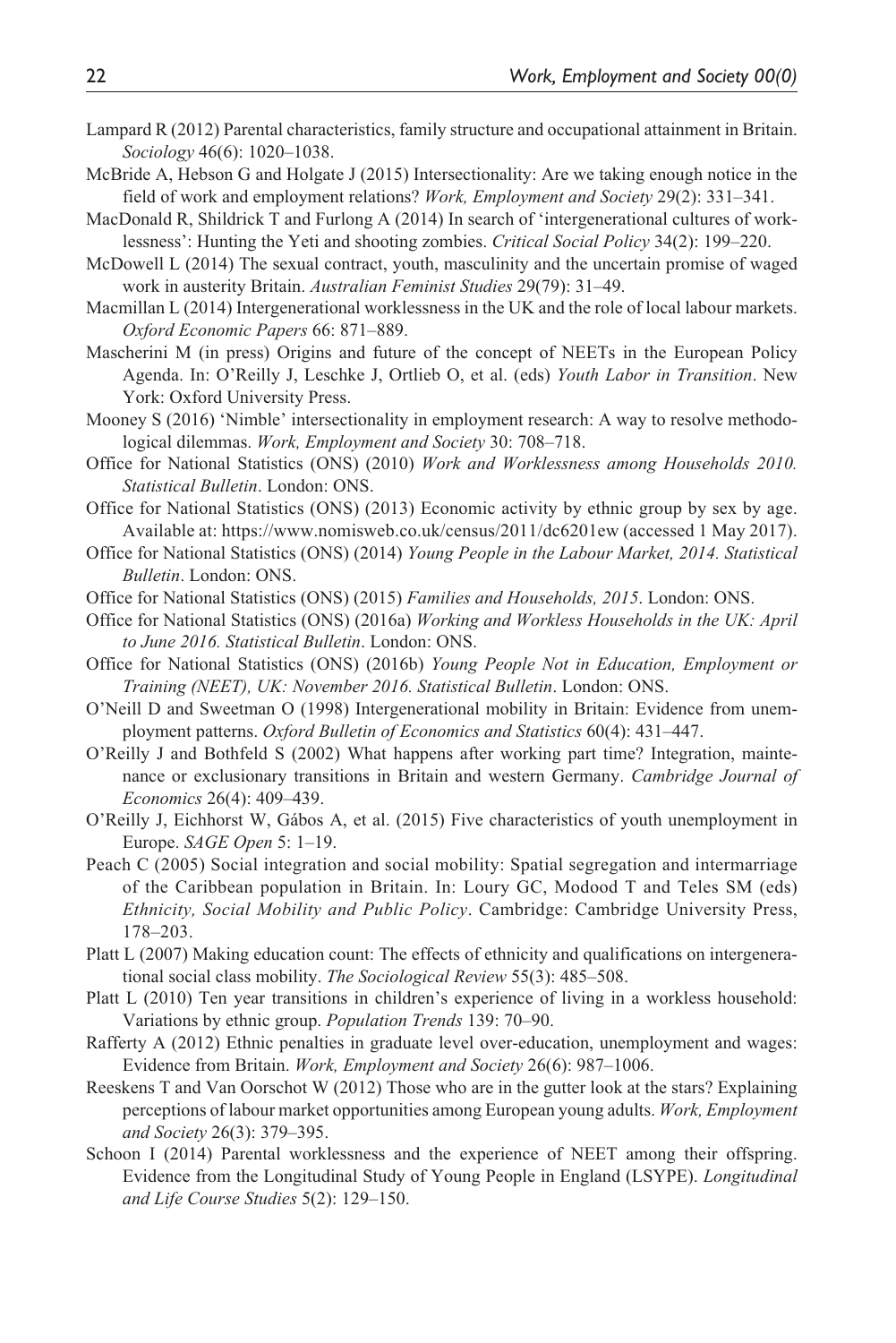Lampard R (2012) Parental characteristics, family structure and occupational attainment in Britain. *Sociology* 46(6): 1020–1038.

McBride A, Hebson G and Holgate J (2015) Intersectionality: Are we taking enough notice in the field of work and employment relations? *Work, Employment and Society* 29(2): 331–341.

MacDonald R, Shildrick T and Furlong A (2014) In search of 'intergenerational cultures of worklessness': Hunting the Yeti and shooting zombies. *Critical Social Policy* 34(2): 199–220.

McDowell L (2014) The sexual contract, youth, masculinity and the uncertain promise of waged work in austerity Britain. *Australian Feminist Studies* 29(79): 31–49.

Macmillan L (2014) Intergenerational worklessness in the UK and the role of local labour markets. *Oxford Economic Papers* 66: 871–889.

Mascherini M (in press) Origins and future of the concept of NEETs in the European Policy Agenda. In: O'Reilly J, Leschke J, Ortlieb O, et al. (eds) *Youth Labor in Transition*. New York: Oxford University Press.

Mooney S (2016) 'Nimble' intersectionality in employment research: A way to resolve methodological dilemmas. *Work, Employment and Society* 30: 708–718.

Office for National Statistics (ONS) (2010) *Work and Worklessness among Households 2010. Statistical Bulletin*. London: ONS.

Office for National Statistics (ONS) (2013) Economic activity by ethnic group by sex by age. Available at: https://www.nomisweb.co.uk/census/2011/dc6201ew (accessed 1 May 2017).

Office for National Statistics (ONS) (2014) *Young People in the Labour Market, 2014. Statistical Bulletin*. London: ONS.

Office for National Statistics (ONS) (2015) *Families and Households, 2015*. London: ONS.

Office for National Statistics (ONS) (2016a) *Working and Workless Households in the UK: April to June 2016. Statistical Bulletin*. London: ONS.

Office for National Statistics (ONS) (2016b) *Young People Not in Education, Employment or Training (NEET), UK: November 2016. Statistical Bulletin*. London: ONS.

O'Neill D and Sweetman O (1998) Intergenerational mobility in Britain: Evidence from unemployment patterns. *Oxford Bulletin of Economics and Statistics* 60(4): 431–447.

O'Reilly J and Bothfeld S (2002) What happens after working part time? Integration, maintenance or exclusionary transitions in Britain and western Germany. *Cambridge Journal of Economics* 26(4): 409–439.

O'Reilly J, Eichhorst W, Gábos A, et al. (2015) Five characteristics of youth unemployment in Europe. *SAGE Open* 5: 1–19.

Peach C (2005) Social integration and social mobility: Spatial segregation and intermarriage of the Caribbean population in Britain. In: Loury GC, Modood T and Teles SM (eds) *Ethnicity, Social Mobility and Public Policy*. Cambridge: Cambridge University Press, 178–203.

Platt L (2007) Making education count: The effects of ethnicity and qualifications on intergenerational social class mobility. *The Sociological Review* 55(3): 485–508.

Platt L (2010) Ten year transitions in children's experience of living in a workless household: Variations by ethnic group. *Population Trends* 139: 70–90.

Rafferty A (2012) Ethnic penalties in graduate level over-education, unemployment and wages: Evidence from Britain. *Work, Employment and Society* 26(6): 987–1006.

Reeskens T and Van Oorschot W (2012) Those who are in the gutter look at the stars? Explaining perceptions of labour market opportunities among European young adults. *Work, Employment and Society* 26(3): 379–395.

Schoon I (2014) Parental worklessness and the experience of NEET among their offspring. Evidence from the Longitudinal Study of Young People in England (LSYPE). *Longitudinal and Life Course Studies* 5(2): 129–150.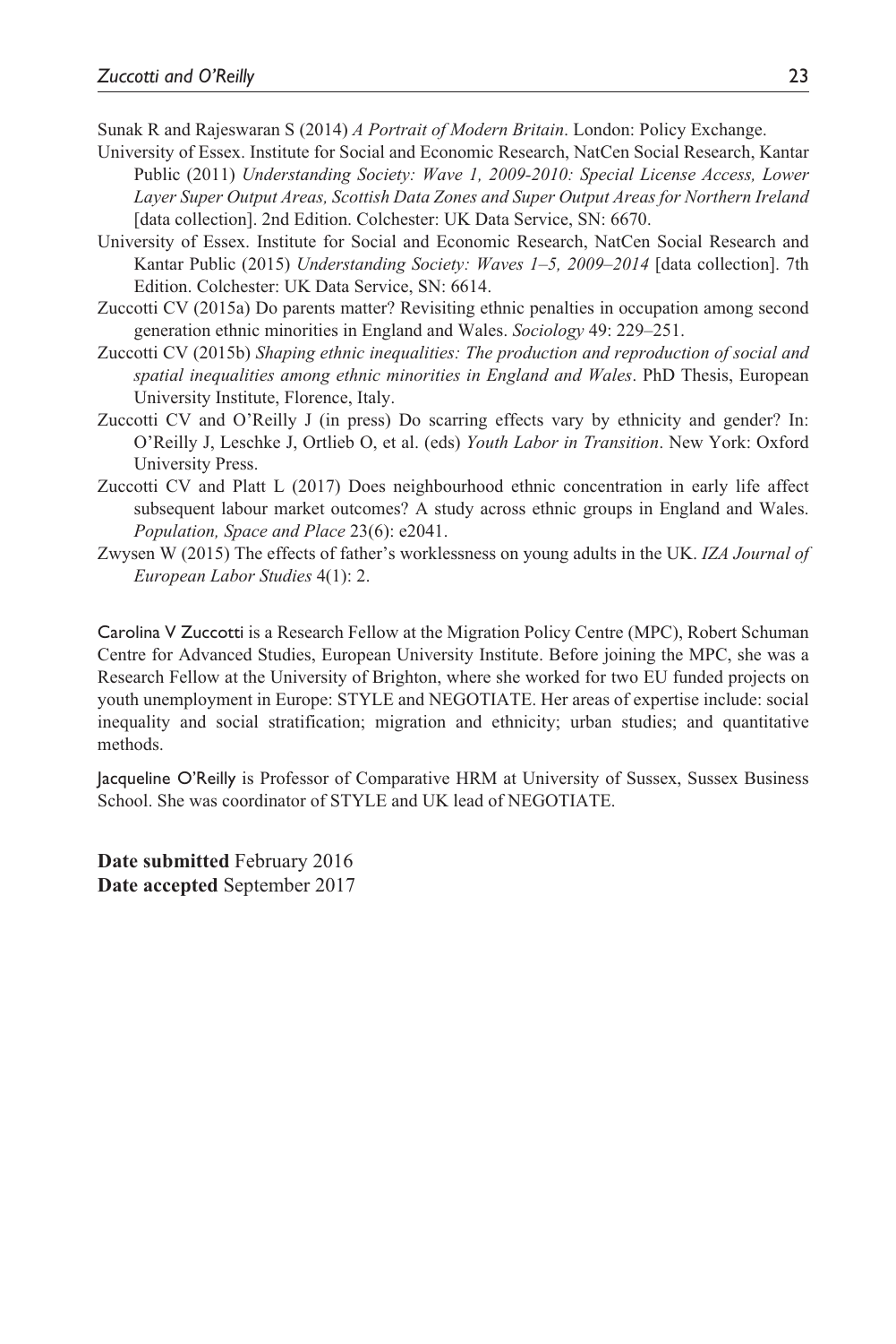Sunak R and Rajeswaran S (2014) *A Portrait of Modern Britain*. London: Policy Exchange.

University of Essex. Institute for Social and Economic Research, NatCen Social Research, Kantar Public (2011) *Understanding Society: Wave 1, 2009-2010: Special License Access, Lower Layer Super Output Areas, Scottish Data Zones and Super Output Areas for Northern Ireland* [data collection]. 2nd Edition. Colchester: UK Data Service, SN: 6670.

University of Essex. Institute for Social and Economic Research, NatCen Social Research and Kantar Public (2015) *Understanding Society: Waves 1–5, 2009–2014* [data collection]. 7th Edition. Colchester: UK Data Service, SN: 6614.

Zuccotti CV (2015a) Do parents matter? Revisiting ethnic penalties in occupation among second generation ethnic minorities in England and Wales. *Sociology* 49: 229–251.

Zuccotti CV (2015b) *Shaping ethnic inequalities: The production and reproduction of social and spatial inequalities among ethnic minorities in England and Wales*. PhD Thesis, European University Institute, Florence, Italy.

Zuccotti CV and O'Reilly J (in press) Do scarring effects vary by ethnicity and gender? In: O'Reilly J, Leschke J, Ortlieb O, et al. (eds) *Youth Labor in Transition*. New York: Oxford University Press.

Zuccotti CV and Platt L (2017) Does neighbourhood ethnic concentration in early life affect subsequent labour market outcomes? A study across ethnic groups in England and Wales. *Population, Space and Place* 23(6): e2041.

Zwysen W (2015) The effects of father's worklessness on young adults in the UK. *IZA Journal of European Labor Studies* 4(1): 2.

Carolina V Zuccotti is a Research Fellow at the Migration Policy Centre (MPC), Robert Schuman Centre for Advanced Studies, European University Institute. Before joining the MPC, she was a Research Fellow at the University of Brighton, where she worked for two EU funded projects on youth unemployment in Europe: STYLE and NEGOTIATE. Her areas of expertise include: social inequality and social stratification; migration and ethnicity; urban studies; and quantitative methods.

Jacqueline O'Reilly is Professor of Comparative HRM at University of Sussex, Sussex Business School. She was coordinator of STYLE and UK lead of NEGOTIATE.

**Date submitted** February 2016
**Date accepted** September 2017